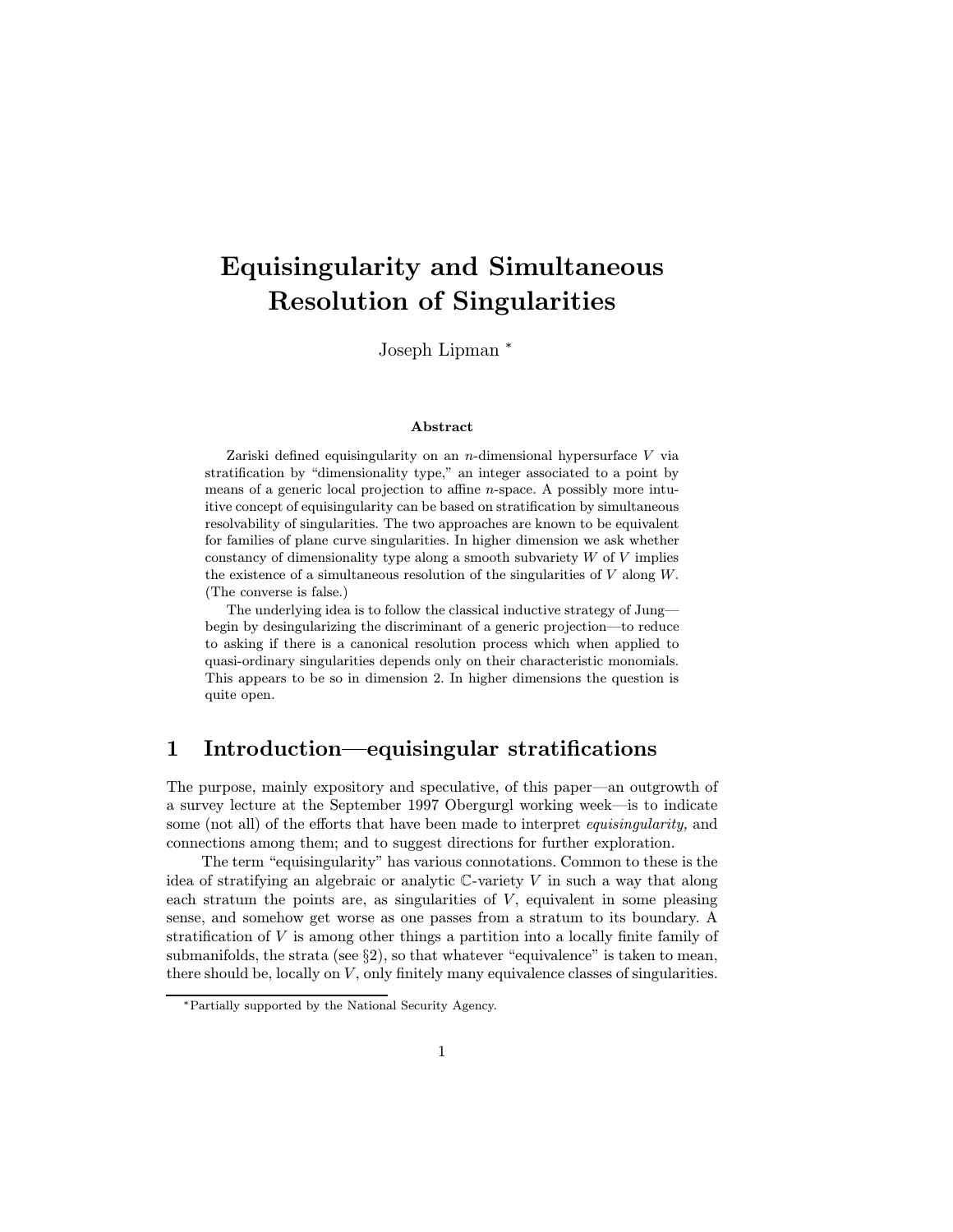# Equisingularity and Simultaneous Resolution of Singularities

Joseph Lipman [*]

### Abstract

Zariski defined equisingularity on an $n$-dimensional hypersurface $V$ via stratification by "dimensionality type," an integer associated to a point by means of a generic local projection to affine $n$-space. A possibly more intuitive concept of equisingularity can be based on stratification by simultaneous resolvability of singularities. The two approaches are known to be equivalent for families of plane curve singularities. In higher dimension we ask whether constancy of dimensionality type along a smooth subvariety $W$ of $V$ implies the existence of a simultaneous resolution of the singularities of $V$ along $W$. (The converse is false.)

The underlying idea is to follow the classical inductive strategy of Jung—begin by desingularizing the discriminant of a generic projection—to reduce to asking if there is a canonical resolution process which when applied to quasi-ordinary singularities depends only on their characteristic monomials. This appears to be so in dimension 2. In higher dimensions the question is quite open.

## 1 Introduction—equisingular stratifications

The purpose, mainly expository and speculative, of this paper—an outgrowth of a survey lecture at the September 1997 Obergurgl working week—is to indicate some (not all) of the efforts that have been made to interpret *equisingularity,* and connections among them; and to suggest directions for further exploration.

The term "equisingularity" has various connotations. Common to these is the idea of stratifying an algebraic or analytic $\mathbb{C}$-variety $V$ in such a way that along each stratum the points are, as singularities of $V$, equivalent in some pleasing sense, and somehow get worse as one passes from a stratum to its boundary. A stratification of $V$ is among other things a partition into a locally finite family of submanifolds, the strata (see §2), so that whatever "equivalence" is taken to mean, there should be, locally on $V$, only finitely many equivalence classes of singularities.

[*] Partially supported by the National Security Agency.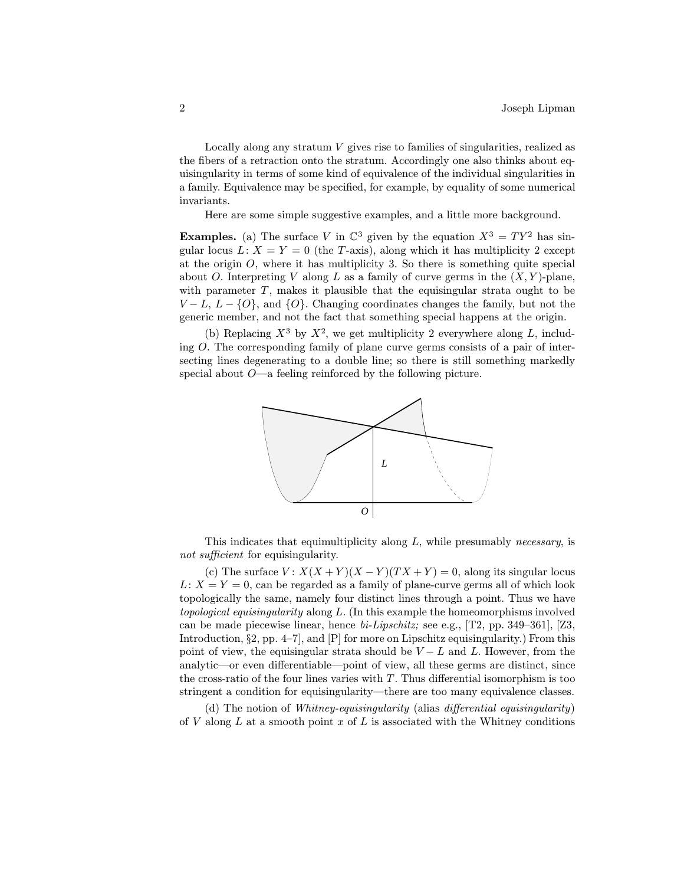Locally along any stratum $V$ gives rise to families of singularities, realized as the fibers of a retraction onto the stratum. Accordingly one also thinks about equisingularity in terms of some kind of equivalence of the individual singularities in a family. Equivalence may be specified, for example, by equality of some numerical invariants.

Here are some simple suggestive examples, and a little more background.

**Examples.** (a) The surface $V$ in $\mathbb{C}^3$ given by the equation $X^3 = TY^2$ has singular locus $L\colon X = Y = 0$ (the $T$-axis), along which it has multiplicity 2 except at the origin $O$, where it has multiplicity 3. So there is something quite special about $O$. Interpreting $V$ along $L$ as a family of curve germs in the $(X, Y)$-plane, with parameter $T$, makes it plausible that the equisingular strata ought to be $V - L$, $L - \{O\}$, and $\{O\}$. Changing coordinates changes the family, but not the generic member, and not the fact that something special happens at the origin.

(b) Replacing $X^3$ by $X^2$, we get multiplicity 2 everywhere along $L$, including $O$. The corresponding family of plane curve germs consists of a pair of intersecting lines degenerating to a double line; so there is still something markedly special about $O$—a feeling reinforced by the following picture.

This indicates that equimultiplicity along $L$, while presumably *necessary*, is *not sufficient* for equisingularity.

(c) The surface $V\colon X(X+Y)(X-Y)(TX+Y) = 0$, along its singular locus $L\colon X = Y = 0$, can be regarded as a family of plane-curve germs all of which look topologically the same, namely four distinct lines through a point. Thus we have *topological equisingularity* along $L$. (In this example the homeomorphisms involved can be made piecewise linear, hence *bi-Lipschitz;* see e.g., [T2, pp. 349–361], [Z3, Introduction, §2, pp. 4–7], and [P] for more on Lipschitz equisingularity.) From this point of view, the equisingular strata should be $V - L$ and $L$. However, from the analytic—or even differentiable—point of view, all these germs are distinct, since the cross-ratio of the four lines varies with $T$. Thus differential isomorphism is too stringent a condition for equisingularity—there are too many equivalence classes.

(d) The notion of *Whitney-equisingularity* (alias *differential equisingularity*) of $V$ along $L$ at a smooth point $x$ of $L$ is associated with the Whitney conditions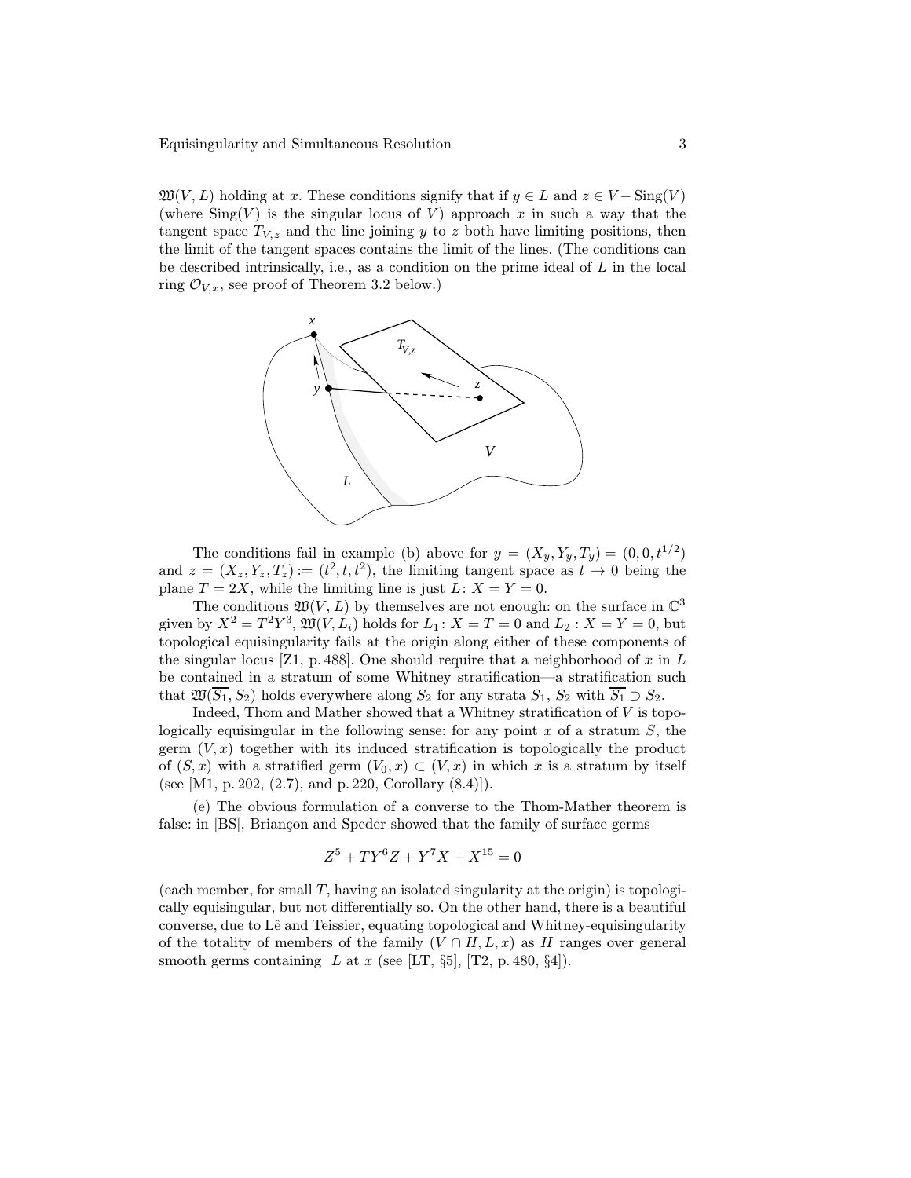$\mathfrak{W}(V, L)$ holding at $x$. These conditions signify that if $y \in L$ and $z \in V - \mathrm{Sing}(V)$ (where $\mathrm{Sing}(V)$ is the singular locus of $V$) approach $x$ in such a way that the tangent space $T_{V,z}$ and the line joining $y$ to $z$ both have limiting positions, then the limit of the tangent spaces contains the limit of the lines. (The conditions can be described intrinsically, i.e., as a condition on the prime ideal of $L$ in the local ring $\mathcal{O}_{V,x}$, see proof of Theorem 3.2 below.)

The conditions fail in example (b) above for $y = (X_y, Y_y, T_y) = (0, 0, t^{1/2})$ and $z = (X_z, Y_z, T_z) := (t^2, t, t^2)$, the limiting tangent space as $t \to 0$ being the plane $T = 2X$, while the limiting line is just $L\colon X = Y = 0$.

The conditions $\mathfrak{W}(V, L)$ by themselves are not enough: on the surface in $\mathbb{C}^3$ given by $X^2 = T^2Y^3$, $\mathfrak{W}(V, L_i)$ holds for $L_1\colon X = T = 0$ and $L_2 : X = Y = 0$, but topological equisingularity fails at the origin along either of these components of the singular locus [Z1, p. 488]. One should require that a neighborhood of $x$ in $L$ be contained in a stratum of some Whitney stratification—a stratification such that $\mathfrak{W}(\overline{S_1}, S_2)$ holds everywhere along $S_2$ for any strata $S_1$, $S_2$ with $\overline{S_1} \supset S_2$.

Indeed, Thom and Mather showed that a Whitney stratification of $V$ is topologically equisingular in the following sense: for any point $x$ of a stratum $S$, the germ $(V, x)$ together with its induced stratification is topologically the product of $(S, x)$ with a stratified germ $(V_0, x) \subset (V, x)$ in which $x$ is a stratum by itself (see [M1, p. 202, (2.7), and p. 220, Corollary (8.4)]).

(e) The obvious formulation of a converse to the Thom-Mather theorem is false: in [BS], Briançon and Speder showed that the family of surface germs

$$Z^5 + TY^6Z + Y^7X + X^{15} = 0$$

(each member, for small $T$, having an isolated singularity at the origin) is topologically equisingular, but not differentially so. On the other hand, there is a beautiful converse, due to Lê and Teissier, equating topological and Whitney-equisingularity of the totality of members of the family $(V \cap H, L, x)$ as $H$ ranges over general smooth germs containing $L$ at $x$ (see [LT, §5], [T2, p. 480, §4]).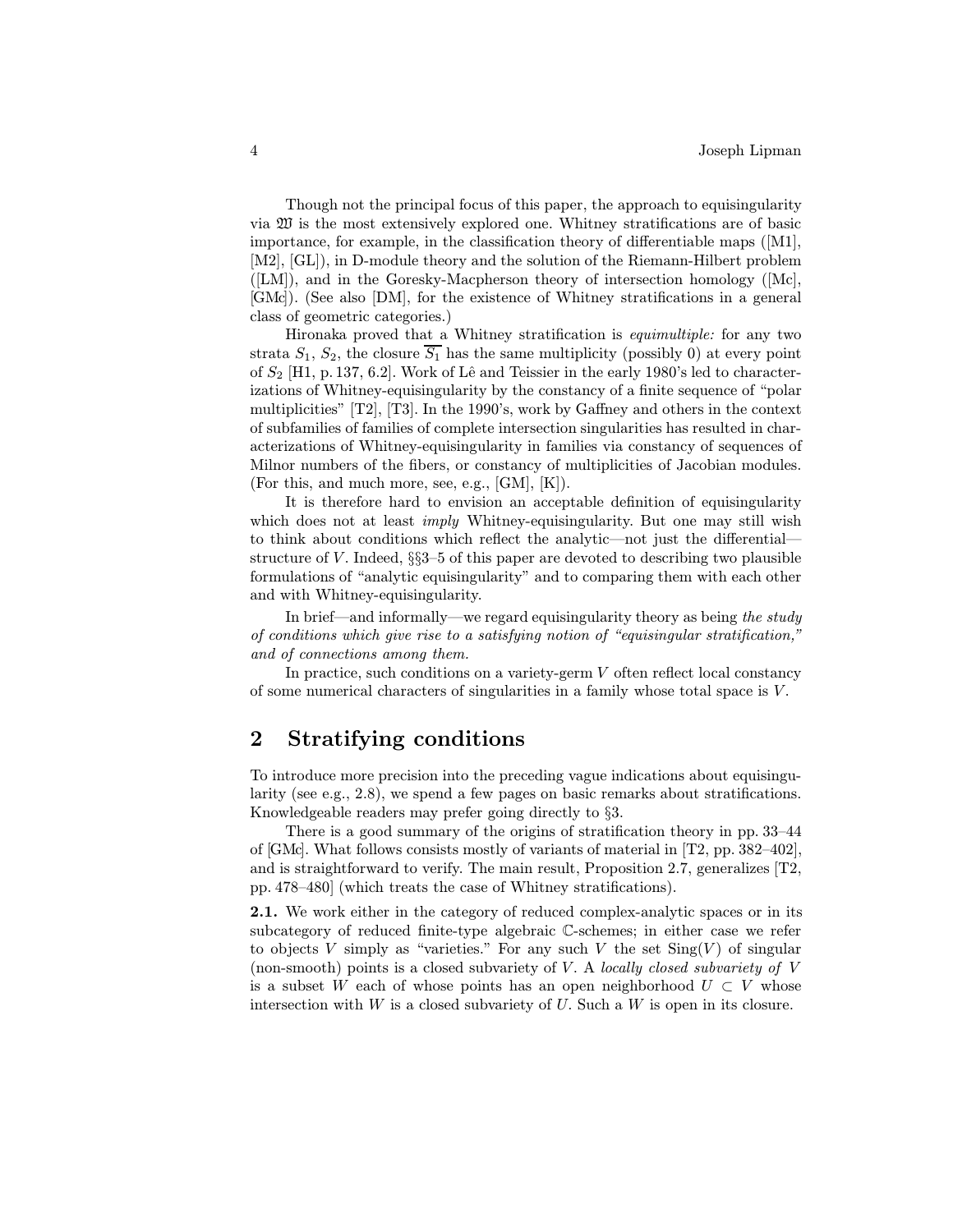Though not the principal focus of this paper, the approach to equisingularity via $\mathfrak{W}$ is the most extensively explored one. Whitney stratifications are of basic importance, for example, in the classification theory of differentiable maps ([M1], [M2], [GL]), in D-module theory and the solution of the Riemann-Hilbert problem ([LM]), and in the Goresky-Macpherson theory of intersection homology ([Mc], [GMc]). (See also [DM], for the existence of Whitney stratifications in a general class of geometric categories.)

Hironaka proved that a Whitney stratification is *equimultiple:* for any two strata $S_1$, $S_2$, the closure $\overline{S_1}$ has the same multiplicity (possibly 0) at every point of $S_2$ [H1, p. 137, 6.2]. Work of Lê and Teissier in the early 1980's led to characterizations of Whitney-equisingularity by the constancy of a finite sequence of "polar multiplicities" [T2], [T3]. In the 1990's, work by Gaffney and others in the context of subfamilies of families of complete intersection singularities has resulted in characterizations of Whitney-equisingularity in families via constancy of sequences of Milnor numbers of the fibers, or constancy of multiplicities of Jacobian modules. (For this, and much more, see, e.g., [GM], [K]).

It is therefore hard to envision an acceptable definition of equisingularity which does not at least *imply* Whitney-equisingularity. But one may still wish to think about conditions which reflect the analytic—not just the differential—structure of $V$. Indeed, §§3–5 of this paper are devoted to describing two plausible formulations of "analytic equisingularity" and to comparing them with each other and with Whitney-equisingularity.

In brief—and informally—we regard equisingularity theory as being *the study of conditions which give rise to a satisfying notion of "equisingular stratification," and of connections among them.*

In practice, such conditions on a variety-germ $V$ often reflect local constancy of some numerical characters of singularities in a family whose total space is $V$.

## 2 Stratifying conditions

To introduce more precision into the preceding vague indications about equisingularity (see e.g., 2.8), we spend a few pages on basic remarks about stratifications. Knowledgeable readers may prefer going directly to §3.

There is a good summary of the origins of stratification theory in pp. 33–44 of [GMc]. What follows consists mostly of variants of material in [T2, pp. 382–402], and is straightforward to verify. The main result, Proposition 2.7, generalizes [T2, pp. 478–480] (which treats the case of Whitney stratifications).

**2.1.** We work either in the category of reduced complex-analytic spaces or in its subcategory of reduced finite-type algebraic $\mathbb{C}$-schemes; in either case we refer to objects $V$ simply as "varieties." For any such $V$ the set $\mathrm{Sing}(V)$ of singular (non-smooth) points is a closed subvariety of $V$. A *locally closed subvariety of* $V$ is a subset $W$ each of whose points has an open neighborhood $U \subset V$ whose intersection with $W$ is a closed subvariety of $U$. Such a $W$ is open in its closure.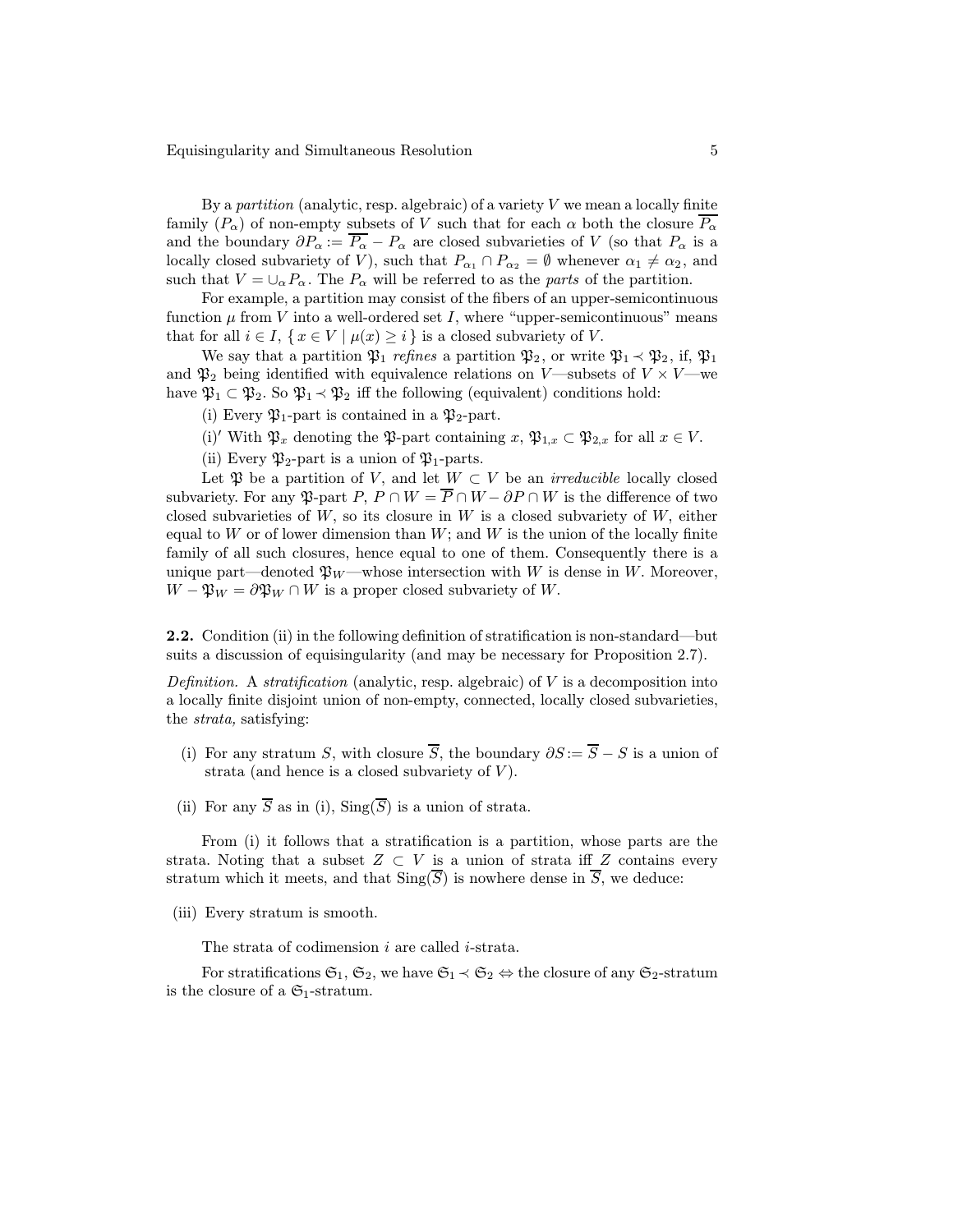By a *partition* (analytic, resp. algebraic) of a variety $V$ we mean a locally finite family $(P_\alpha)$ of non-empty subsets of $V$ such that for each $\alpha$ both the closure $\overline{P_\alpha}$ and the boundary $\partial P_\alpha := \overline{P_\alpha} - P_\alpha$ are closed subvarieties of $V$ (so that $P_\alpha$ is a locally closed subvariety of $V$), such that $P_{\alpha_1} \cap P_{\alpha_2} = \emptyset$ whenever $\alpha_1 \neq \alpha_2$, and such that $V = \cup_\alpha P_\alpha$. The $P_\alpha$ will be referred to as the *parts* of the partition.

For example, a partition may consist of the fibers of an upper-semicontinuous function $\mu$ from $V$ into a well-ordered set $I$, where "upper-semicontinuous" means that for all $i \in I$, $\{\, x \in V \mid \mu(x) \geq i \,\}$ is a closed subvariety of $V$.

We say that a partition $\mathfrak{P}_1$ *refines* a partition $\mathfrak{P}_2$, or write $\mathfrak{P}_1 \prec \mathfrak{P}_2$, if, $\mathfrak{P}_1$ and $\mathfrak{P}_2$ being identified with equivalence relations on $V$—subsets of $V \times V$—we have $\mathfrak{P}_1 \subset \mathfrak{P}_2$. So $\mathfrak{P}_1 \prec \mathfrak{P}_2$ iff the following (equivalent) conditions hold:

(i) Every $\mathfrak{P}_1$-part is contained in a $\mathfrak{P}_2$-part.

(i)$'$ With $\mathfrak{P}_x$ denoting the $\mathfrak{P}$-part containing $x$, $\mathfrak{P}_{1,x} \subset \mathfrak{P}_{2,x}$ for all $x \in V$.

(ii) Every $\mathfrak{P}_2$-part is a union of $\mathfrak{P}_1$-parts.

Let $\mathfrak{P}$ be a partition of $V$, and let $W \subset V$ be an *irreducible* locally closed subvariety. For any $\mathfrak{P}$-part $P$, $P \cap W = \overline{P} \cap W - \partial P \cap W$ is the difference of two closed subvarieties of $W$, so its closure in $W$ is a closed subvariety of $W$, either equal to $W$ or of lower dimension than $W$; and $W$ is the union of the locally finite family of all such closures, hence equal to one of them. Consequently there is a unique part—denoted $\mathfrak{P}_W$—whose intersection with $W$ is dense in $W$. Moreover, $W - \mathfrak{P}_W = \partial\mathfrak{P}_W \cap W$ is a proper closed subvariety of $W$.

**2.2.** Condition (ii) in the following definition of stratification is non-standard—but suits a discussion of equisingularity (and may be necessary for Proposition 2.7).

*Definition.* A *stratification* (analytic, resp. algebraic) of $V$ is a decomposition into a locally finite disjoint union of non-empty, connected, locally closed subvarieties, the *strata,* satisfying:

(i) For any stratum $S$, with closure $\overline{S}$, the boundary $\partial S := \overline{S} - S$ is a union of strata (and hence is a closed subvariety of $V$).

(ii) For any $\overline{S}$ as in (i), $\operatorname{Sing}(\overline{S})$ is a union of strata.

From (i) it follows that a stratification is a partition, whose parts are the strata. Noting that a subset $Z \subset V$ is a union of strata iff $Z$ contains every stratum which it meets, and that $\operatorname{Sing}(\overline{S})$ is nowhere dense in $\overline{S}$, we deduce:

(iii) Every stratum is smooth.

The strata of codimension $i$ are called $i$-strata.

For stratifications $\mathfrak{S}_1$, $\mathfrak{S}_2$, we have $\mathfrak{S}_1 \prec \mathfrak{S}_2 \Leftrightarrow$ the closure of any $\mathfrak{S}_2$-stratum is the closure of a $\mathfrak{S}_1$-stratum.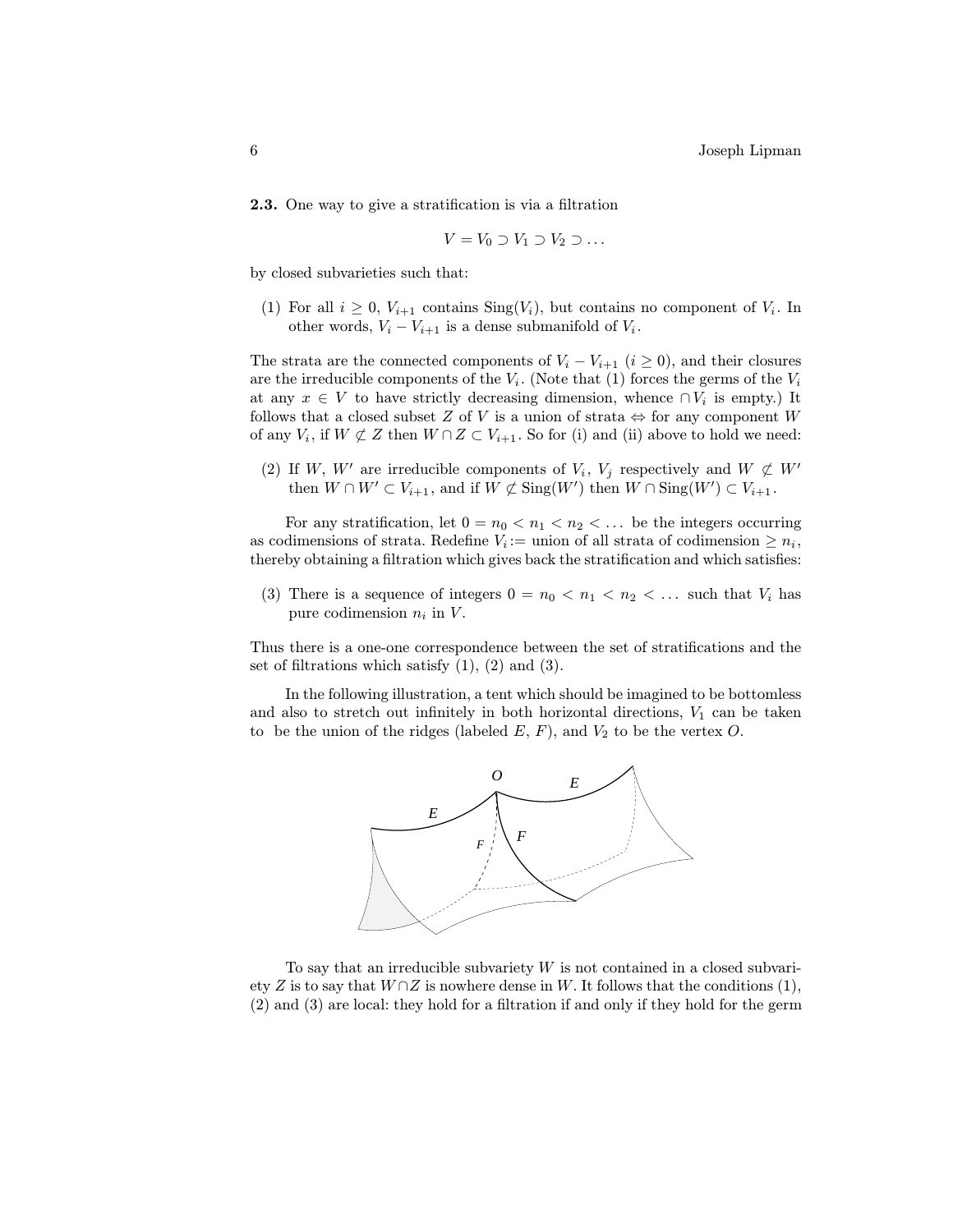**2.3.** One way to give a stratification is via a filtration

$$V = V_0 \supset V_1 \supset V_2 \supset \dots$$

by closed subvarieties such that:

(1) For all $i \geq 0$, $V_{i+1}$ contains $\mathrm{Sing}(V_i)$, but contains no component of $V_i$. In other words, $V_i - V_{i+1}$ is a dense submanifold of $V_i$.

The strata are the connected components of $V_i - V_{i+1}$ ($i \geq 0$), and their closures are the irreducible components of the $V_i$. (Note that (1) forces the germs of the $V_i$ at any $x \in V$ to have strictly decreasing dimension, whence $\cap V_i$ is empty.) It follows that a closed subset $Z$ of $V$ is a union of strata $\Leftrightarrow$ for any component $W$ of any $V_i$, if $W \not\subset Z$ then $W \cap Z \subset V_{i+1}$. So for (i) and (ii) above to hold we need:

(2) If $W$, $W'$ are irreducible components of $V_i$, $V_j$ respectively and $W \not\subset W'$ then $W \cap W' \subset V_{i+1}$, and if $W \not\subset \mathrm{Sing}(W')$ then $W \cap \mathrm{Sing}(W') \subset V_{i+1}$.

For any stratification, let $0 = n_0 < n_1 < n_2 < \dots$ be the integers occurring as codimensions of strata. Redefine $V_i :=$ union of all strata of codimension $\geq n_i$, thereby obtaining a filtration which gives back the stratification and which satisfies:

(3) There is a sequence of integers $0 = n_0 < n_1 < n_2 < \dots$ such that $V_i$ has pure codimension $n_i$ in $V$.

Thus there is a one-one correspondence between the set of stratifications and the set of filtrations which satisfy (1), (2) and (3).

In the following illustration, a tent which should be imagined to be bottomless and also to stretch out infinitely in both horizontal directions, $V_1$ can be taken to be the union of the ridges (labeled $E$, $F$), and $V_2$ to be the vertex $O$.

To say that an irreducible subvariety $W$ is not contained in a closed subvariety $Z$ is to say that $W \cap Z$ is nowhere dense in $W$. It follows that the conditions (1), (2) and (3) are local: they hold for a filtration if and only if they hold for the germ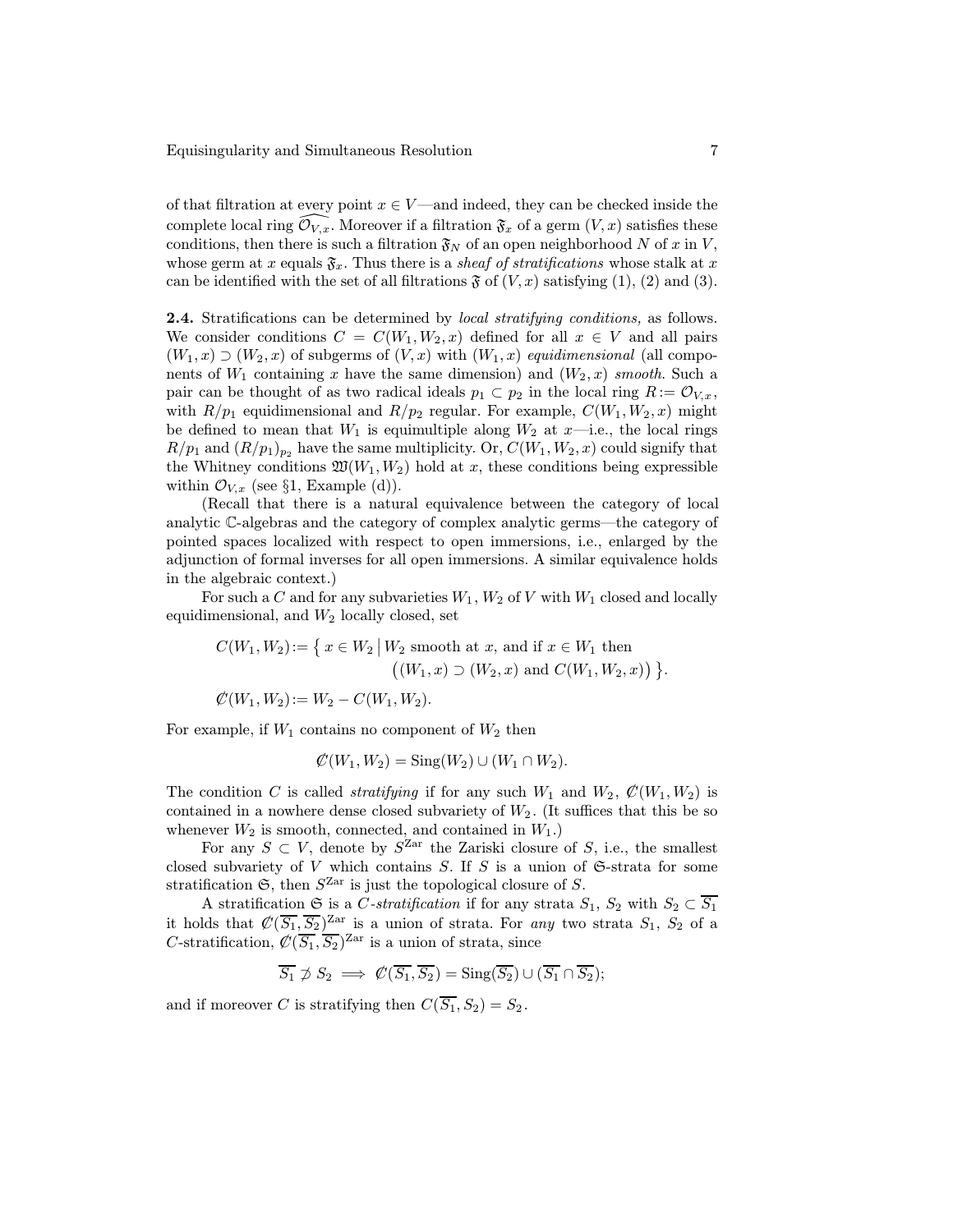of that filtration at every point $x \in V$—and indeed, they can be checked inside the complete local ring $\widehat{\mathcal{O}_{V,x}}$. Moreover if a filtration $\mathfrak{F}_x$ of a germ $(V,x)$ satisfies these conditions, then there is such a filtration $\mathfrak{F}_N$ of an open neighborhood $N$ of $x$ in $V$, whose germ at $x$ equals $\mathfrak{F}_x$. Thus there is a *sheaf of stratifications* whose stalk at $x$ can be identified with the set of all filtrations $\mathfrak{F}$ of $(V,x)$ satisfying (1), (2) and (3).

**2.4.** Stratifications can be determined by *local stratifying conditions,* as follows. We consider conditions $C = C(W_1, W_2, x)$ defined for all $x \in V$ and all pairs $(W_1, x) \supset (W_2, x)$ of subgerms of $(V,x)$ with $(W_1, x)$ *equidimensional* (all components of $W_1$ containing $x$ have the same dimension) and $(W_2, x)$ *smooth.* Such a pair can be thought of as two radical ideals $p_1 \subset p_2$ in the local ring $R := \mathcal{O}_{V,x}$, with $R/p_1$ equidimensional and $R/p_2$ regular. For example, $C(W_1, W_2, x)$ might be defined to mean that $W_1$ is equimultiple along $W_2$ at $x$—i.e., the local rings $R/p_1$ and $(R/p_1)_{p_2}$ have the same multiplicity. Or, $C(W_1, W_2, x)$ could signify that the Whitney conditions $\mathfrak{W}(W_1, W_2)$ hold at $x$, these conditions being expressible within $\mathcal{O}_{V,x}$ (see §1, Example (d)).

(Recall that there is a natural equivalence between the category of local analytic $\mathbb{C}$-algebras and the category of complex analytic germs—the category of pointed spaces localized with respect to open immersions, i.e., enlarged by the adjunction of formal inverses for all open immersions. A similar equivalence holds in the algebraic context.)

For such a $C$ and for any subvarieties $W_1$, $W_2$ of $V$ with $W_1$ closed and locally equidimensional, and $W_2$ locally closed, set

$$C(W_1, W_2) := \big\{\, x \in W_2 \,\big|\, W_2 \text{ smooth at } x, \text{ and if } x \in W_1 \text{ then } \big((W_1, x) \supset (W_2, x) \text{ and } C(W_1, W_2, x)\big) \,\big\}.$$

$$\not{C}(W_1, W_2) := W_2 - C(W_1, W_2).$$

For example, if $W_1$ contains no component of $W_2$ then

$$\not{C}(W_1, W_2) = \operatorname{Sing}(W_2) \cup (W_1 \cap W_2).$$

The condition $C$ is called *stratifying* if for any such $W_1$ and $W_2$, $\not{C}(W_1, W_2)$ is contained in a nowhere dense closed subvariety of $W_2$. (It suffices that this be so whenever $W_2$ is smooth, connected, and contained in $W_1$.)

For any $S \subset V$, denote by $S^{\mathrm{Zar}}$ the Zariski closure of $S$, i.e., the smallest closed subvariety of $V$ which contains $S$. If $S$ is a union of $\mathfrak{S}$-strata for some stratification $\mathfrak{S}$, then $S^{\mathrm{Zar}}$ is just the topological closure of $S$.

A stratification $\mathfrak{S}$ is a *$C$-stratification* if for any strata $S_1$, $S_2$ with $S_2 \subset \overline{S_1}$ it holds that $\not{C}(\overline{S_1}, \overline{S_2})^{\mathrm{Zar}}$ is a union of strata. For *any* two strata $S_1$, $S_2$ of a $C$-stratification, $\not{C}(\overline{S_1}, \overline{S_2})^{\mathrm{Zar}}$ is a union of strata, since

$$\overline{S_1} \not\supset S_2 \implies \not{C}(\overline{S_1}, \overline{S_2}) = \operatorname{Sing}(\overline{S_2}) \cup (\overline{S_1} \cap \overline{S_2});$$

and if moreover $C$ is stratifying then $C(\overline{S_1}, S_2) = S_2$.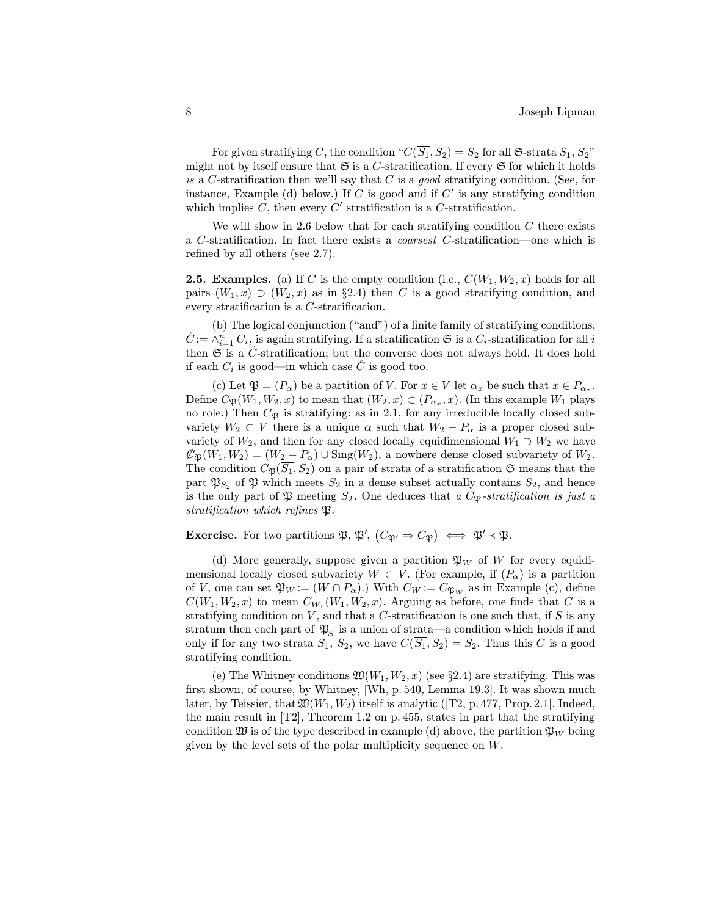For given stratifying $C$, the condition "$C(\overline{S_1}, S_2) = S_2$ for all $\mathfrak{S}$-strata $S_1$, $S_2$" might not by itself ensure that $\mathfrak{S}$ is a $C$-stratification. If every $\mathfrak{S}$ for which it holds *is* a $C$-stratification then we'll say that $C$ is a *good* stratifying condition. (See, for instance, Example (d) below.) If $C$ is good and if $C'$ is any stratifying condition which implies $C$, then every $C'$ stratification is a $C$-stratification.

We will show in 2.6 below that for each stratifying condition $C$ there exists a $C$-stratification. In fact there exists a *coarsest* $C$-stratification—one which is refined by all others (see 2.7).

**2.5. Examples.** (a) If $C$ is the empty condition (i.e., $C(W_1, W_2, x)$ holds for all pairs $(W_1, x) \supset (W_2, x)$ as in §2.4) then $C$ is a good stratifying condition, and every stratification is a $C$-stratification.

(b) The logical conjunction ("and") of a finite family of stratifying conditions, $\hat{C} := \wedge_{i=1}^{n} C_i$, is again stratifying. If a stratification $\mathfrak{S}$ is a $C_i$-stratification for all $i$ then $\mathfrak{S}$ is a $\hat{C}$-stratification; but the converse does not always hold. It does hold if each $C_i$ is good—in which case $\hat{C}$ is good too.

(c) Let $\mathfrak{P} = (P_\alpha)$ be a partition of $V$. For $x \in V$ let $\alpha_x$ be such that $x \in P_{\alpha_x}$. Define $C_{\mathfrak{P}}(W_1, W_2, x)$ to mean that $(W_2, x) \subset (P_{\alpha_x}, x)$. (In this example $W_1$ plays no role.) Then $C_{\mathfrak{P}}$ is stratifying: as in 2.1, for any irreducible locally closed subvariety $W_2 \subset V$ there is a unique $\alpha$ such that $W_2 - P_\alpha$ is a proper closed subvariety of $W_2$, and then for any closed locally equidimensional $W_1 \supset W_2$ we have $\not{C}_{\mathfrak{P}}(W_1, W_2) = (\overline{W_2 - P_\alpha}) \cup \operatorname{Sing}(W_2)$, a nowhere dense closed subvariety of $W_2$. The condition $C_{\mathfrak{P}}(\overline{S_1}, S_2)$ on a pair of strata of a stratification $\mathfrak{S}$ means that the part $\mathfrak{P}_{S_2}$ of $\mathfrak{P}$ which meets $S_2$ in a dense subset actually contains $S_2$, and hence is the only part of $\mathfrak{P}$ meeting $S_2$. One deduces that *a $C_{\mathfrak{P}}$-stratification is just a stratification which refines $\mathfrak{P}$.*

**Exercise.** For two partitions $\mathfrak{P}$, $\mathfrak{P}'$, $\left(C_{\mathfrak{P}'} \Rightarrow C_{\mathfrak{P}}\right) \iff \mathfrak{P}' \prec \mathfrak{P}$.

(d) More generally, suppose given a partition $\mathfrak{P}_W$ of $W$ for every equidimensional locally closed subvariety $W \subset V$. (For example, if $(P_\alpha)$ is a partition of $V$, one can set $\mathfrak{P}_W := (W \cap P_\alpha)$.) With $C_W := C_{\mathfrak{P}_W}$ as in Example (c), define $C(W_1, W_2, x)$ to mean $C_{W_1}(W_1, W_2, x)$. Arguing as before, one finds that $C$ is a stratifying condition on $V$, and that a $C$-stratification is one such that, if $S$ is any stratum then each part of $\mathfrak{P}_{\overline{S}}$ is a union of strata—a condition which holds if and only if for any two strata $S_1$, $S_2$, we have $C(\overline{S_1}, S_2) = S_2$. Thus this $C$ is a good stratifying condition.

(e) The Whitney conditions $\mathfrak{W}(W_1, W_2, x)$ (see §2.4) are stratifying. This was first shown, of course, by Whitney, [Wh, p. 540, Lemma 19.3]. It was shown much later, by Teissier, that $\not{\mathfrak{W}}(W_1, W_2)$ itself is analytic ([T2, p. 477, Prop. 2.1]. Indeed, the main result in [T2], Theorem 1.2 on p. 455, states in part that the stratifying condition $\mathfrak{W}$ is of the type described in example (d) above, the partition $\mathfrak{P}_W$ being given by the level sets of the polar multiplicity sequence on $W$.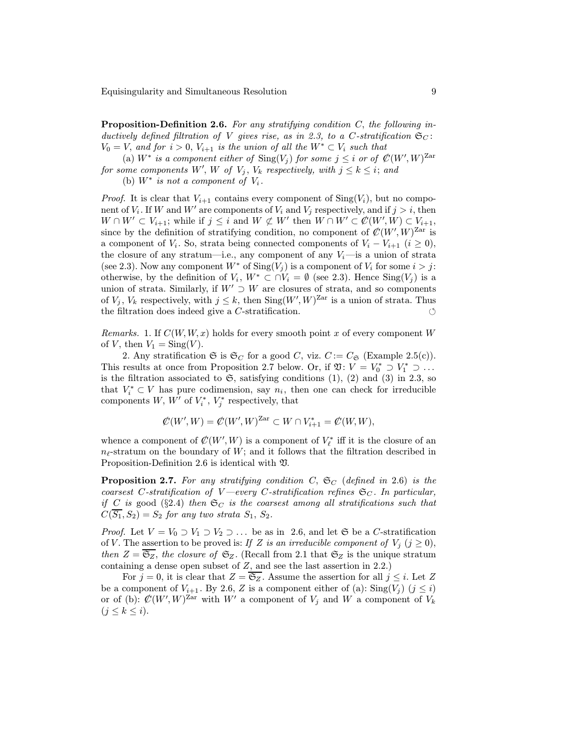**Proposition-Definition 2.6.** *For any stratifying condition $C$, the following inductively defined filtration of $V$ gives rise, as in 2.3, to a $C$-stratification $\mathfrak{S}_C$: $V_0 = V$, and for $i > 0$, $V_{i+1}$ is the union of all the $W^* \subset V_i$ such that*

(a) *$W^*$ is a component either of $\mathrm{Sing}(V_j)$ for some $j \le i$ or of $\not{C}(W', W)^{\mathrm{Zar}}$ for some components $W'$, $W$ of $V_j$, $V_k$ respectively, with $j \le k \le i$; and*

(b) *$W^*$ is not a component of $V_i$.*

*Proof.* It is clear that $V_{i+1}$ contains every component of $\mathrm{Sing}(V_i)$, but no component of $V_i$. If $W$ and $W'$ are components of $V_i$ and $V_j$ respectively, and if $j > i$, then $W \cap W' \subset V_{i+1}$; while if $j \le i$ and $W \not\subset W'$ then $W \cap W' \subset \not{C}(W', W) \subset V_{i+1}$, since by the definition of stratifying condition, no component of $\not{C}(W', W)^{\mathrm{Zar}}$ is a component of $V_i$. So, strata being connected components of $V_i - V_{i+1}$ $(i \ge 0)$, the closure of any stratum—i.e., any component of any $V_i$—is a union of strata (see 2.3). Now any component $W^*$ of $\mathrm{Sing}(V_j)$ is a component of $V_i$ for some $i > j$: otherwise, by the definition of $V_i$, $W^* \subset \cap V_i = \emptyset$ (see 2.3). Hence $\mathrm{Sing}(V_j)$ is a union of strata. Similarly, if $W' \supset W$ are closures of strata, and so components of $V_j$, $V_k$ respectively, with $j \le k$, then $\mathrm{Sing}(W', W)^{\mathrm{Zar}}$ is a union of strata. Thus the filtration does indeed give a $C$-stratification. ○

*Remarks.* 1. If $C(W, W, x)$ holds for every smooth point $x$ of every component $W$ of $V$, then $V_1 = \mathrm{Sing}(V)$.

2. Any stratification $\mathfrak{S}$ is $\mathfrak{S}_C$ for a good $C$, viz. $C := C_{\mathfrak{S}}$ (Example 2.5(c)). This results at once from Proposition 2.7 below. Or, if $\mathfrak{V}$: $V = V_0^* \supset V_1^* \supset \dots$ is the filtration associated to $\mathfrak{S}$, satisfying conditions (1), (2) and (3) in 2.3, so that $V_i^* \subset V$ has pure codimension, say $n_i$, then one can check for irreducible components $W$, $W'$ of $V_i^*$, $V_j^*$ respectively, that

$$\not{C}(W', W) = \not{C}(W', W)^{\mathrm{Zar}} \subset W \cap V_{i+1}^* = \not{C}(W, W),$$

whence a component of $\not{C}(W', W)$ is a component of $V_\ell^*$ iff it is the closure of an $n_\ell$-stratum on the boundary of $W$; and it follows that the filtration described in Proposition-Definition 2.6 is identical with $\mathfrak{V}$.

**Proposition 2.7.** *For any stratifying condition $C$, $\mathfrak{S}_C$ (defined in 2.6) is the coarsest $C$-stratification of $V$—every $C$-stratification refines $\mathfrak{S}_C$. In particular, if $C$ is* good *(§2.4) then $\mathfrak{S}_C$ is the coarsest among all stratifications such that $C(\overline{S_1}, S_2) = S_2$ for any two strata $S_1$, $S_2$.*

*Proof.* Let $V = V_0 \supset V_1 \supset V_2 \supset \dots$ be as in 2.6, and let $\mathfrak{S}$ be a $C$-stratification of $V$. The assertion to be proved is: *If $Z$ is an irreducible component of $V_j$ $(j \ge 0)$, then $Z = \overline{\mathfrak{S}_Z}$, the closure of $\mathfrak{S}_Z$.* (Recall from 2.1 that $\mathfrak{S}_Z$ is the unique stratum containing a dense open subset of $Z$, and see the last assertion in 2.2.)

For $j = 0$, it is clear that $Z = \overline{\mathfrak{S}_Z}$. Assume the assertion for all $j \le i$. Let $Z$ be a component of $V_{i+1}$. By 2.6, $Z$ is a component either of (a): $\mathrm{Sing}(V_j)$ $(j \le i)$ or of (b): $\not{C}(W', W)^{\mathrm{Zar}}$ with $W'$ a component of $V_j$ and $W$ a component of $V_k$ $(j \le k \le i)$.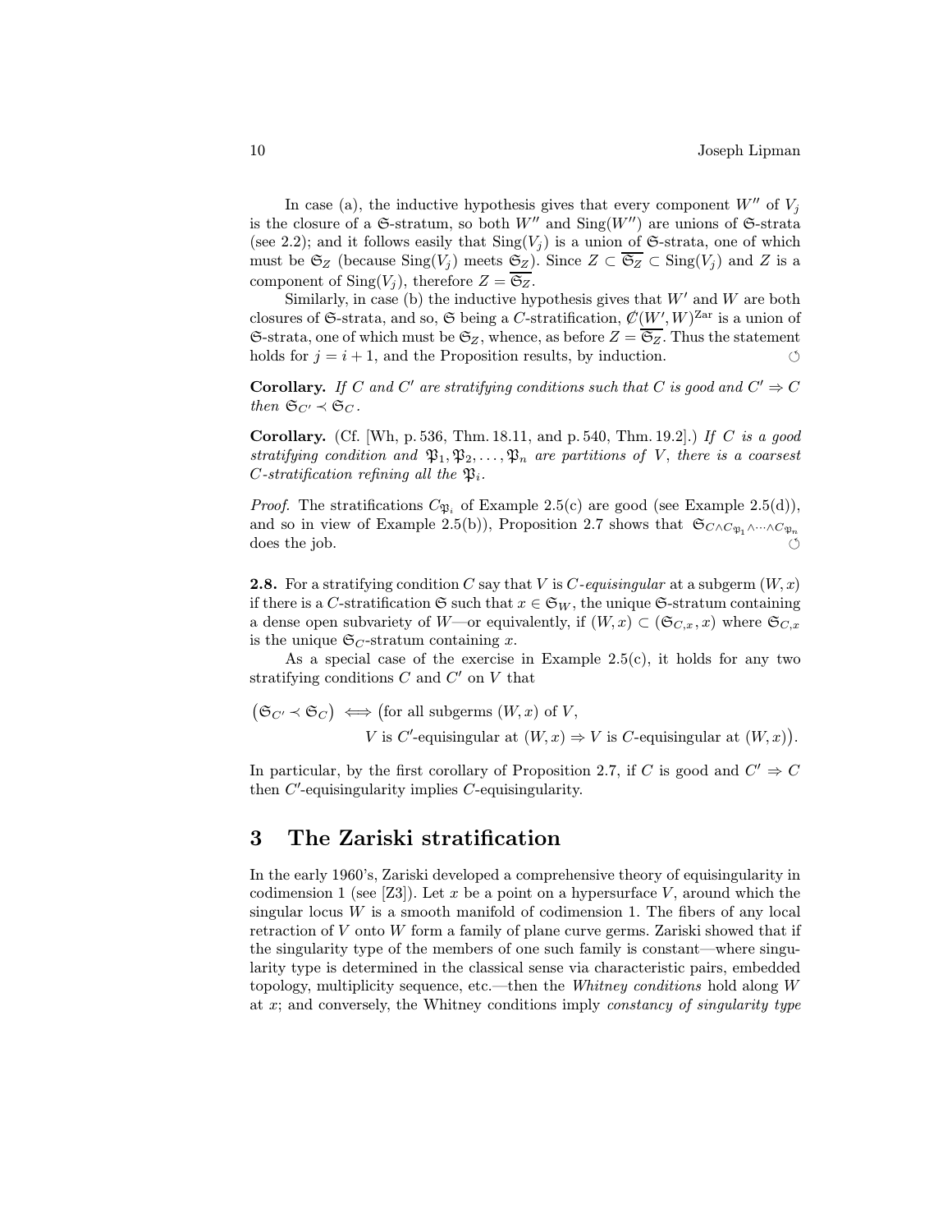In case (a), the inductive hypothesis gives that every component $W''$ of $V_j$ is the closure of a $\mathfrak{S}$-stratum, so both $W''$ and $\mathrm{Sing}(W'')$ are unions of $\mathfrak{S}$-strata (see 2.2); and it follows easily that $\mathrm{Sing}(V_j)$ is a union of $\mathfrak{S}$-strata, one of which must be $\mathfrak{S}_Z$ (because $\mathrm{Sing}(V_j)$ meets $\mathfrak{S}_Z$). Since $Z \subset \overline{\mathfrak{S}_Z} \subset \mathrm{Sing}(V_j)$ and $Z$ is a component of $\mathrm{Sing}(V_j)$, therefore $Z = \overline{\mathfrak{S}_Z}$.

Similarly, in case (b) the inductive hypothesis gives that $W'$ and $W$ are both closures of $\mathfrak{S}$-strata, and so, $\mathfrak{S}$ being a $C$-stratification, $\not{C}(W', W)^{\mathrm{Zar}}$ is a union of $\mathfrak{S}$-strata, one of which must be $\mathfrak{S}_Z$, whence, as before $Z = \overline{\mathfrak{S}_Z}$. Thus the statement holds for $j = i + 1$, and the Proposition results, by induction. ○

**Corollary.** *If $C$ and $C'$ are stratifying conditions such that $C$ is good and $C' \Rightarrow C$ then $\mathfrak{S}_{C'} \prec \mathfrak{S}_C$.*

**Corollary.** (Cf. [Wh, p. 536, Thm. 18.11, and p. 540, Thm. 19.2].) *If $C$ is a good stratifying condition and $\mathfrak{P}_1, \mathfrak{P}_2, \ldots, \mathfrak{P}_n$ are partitions of $V$, there is a coarsest $C$-stratification refining all the $\mathfrak{P}_i$.*

*Proof.* The stratifications $C_{\mathfrak{P}_i}$ of Example 2.5(c) are good (see Example 2.5(d)), and so in view of Example 2.5(b)), Proposition 2.7 shows that $\mathfrak{S}_{C \wedge C_{\mathfrak{P}_1} \wedge \cdots \wedge C_{\mathfrak{P}_n}}$ does the job. ○

**2.8.** For a stratifying condition $C$ say that $V$ is *$C$-equisingular* at a subgerm $(W, x)$ if there is a $C$-stratification $\mathfrak{S}$ such that $x \in \mathfrak{S}_W$, the unique $\mathfrak{S}$-stratum containing a dense open subvariety of $W$—or equivalently, if $(W, x) \subset (\mathfrak{S}_{C,x}, x)$ where $\mathfrak{S}_{C,x}$ is the unique $\mathfrak{S}_C$-stratum containing $x$.

As a special case of the exercise in Example 2.5(c), it holds for any two stratifying conditions $C$ and $C'$ on $V$ that

$$\big(\mathfrak{S}_{C'} \prec \mathfrak{S}_C\big) \iff \big(\text{for all subgerms } (W, x) \text{ of } V,$$
$$V \text{ is } C'\text{-equisingular at } (W, x) \Rightarrow V \text{ is } C\text{-equisingular at } (W, x)\big).$$

In particular, by the first corollary of Proposition 2.7, if $C$ is good and $C' \Rightarrow C$ then $C'$-equisingularity implies $C$-equisingularity.

# 3 The Zariski stratification

In the early 1960's, Zariski developed a comprehensive theory of equisingularity in codimension 1 (see [Z3]). Let $x$ be a point on a hypersurface $V$, around which the singular locus $W$ is a smooth manifold of codimension 1. The fibers of any local retraction of $V$ onto $W$ form a family of plane curve germs. Zariski showed that if the singularity type of the members of one such family is constant—where singularity type is determined in the classical sense via characteristic pairs, embedded topology, multiplicity sequence, etc.—then the *Whitney conditions* hold along $W$ at $x$; and conversely, the Whitney conditions imply *constancy of singularity type*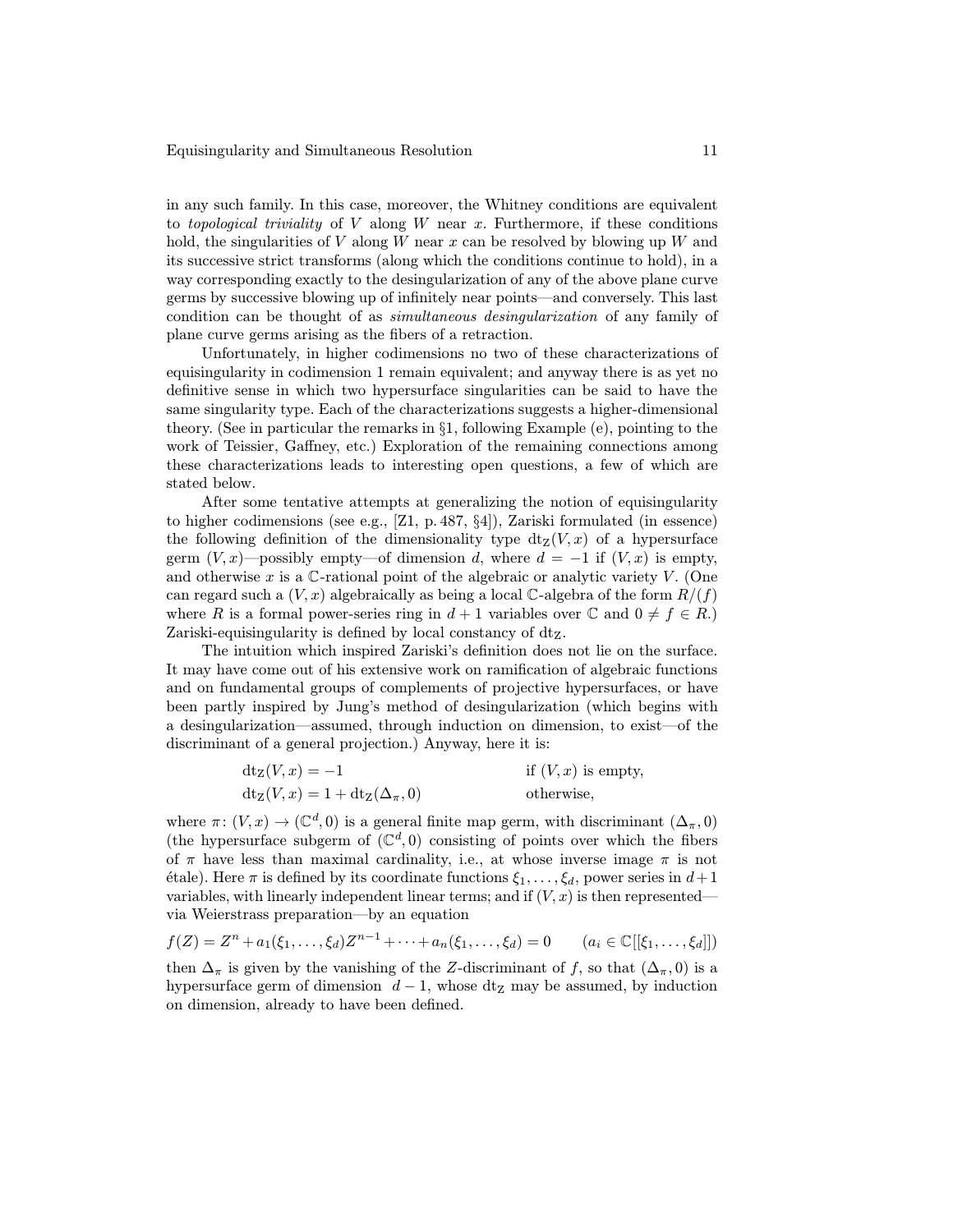in any such family. In this case, moreover, the Whitney conditions are equivalent to *topological triviality* of $V$ along $W$ near $x$. Furthermore, if these conditions hold, the singularities of $V$ along $W$ near $x$ can be resolved by blowing up $W$ and its successive strict transforms (along which the conditions continue to hold), in a way corresponding exactly to the desingularization of any of the above plane curve germs by successive blowing up of infinitely near points—and conversely. This last condition can be thought of as *simultaneous desingularization* of any family of plane curve germs arising as the fibers of a retraction.

Unfortunately, in higher codimensions no two of these characterizations of equisingularity in codimension 1 remain equivalent; and anyway there is as yet no definitive sense in which two hypersurface singularities can be said to have the same singularity type. Each of the characterizations suggests a higher-dimensional theory. (See in particular the remarks in §1, following Example (e), pointing to the work of Teissier, Gaffney, etc.) Exploration of the remaining connections among these characterizations leads to interesting open questions, a few of which are stated below.

After some tentative attempts at generalizing the notion of equisingularity to higher codimensions (see e.g., [Z1, p. 487, §4]), Zariski formulated (in essence) the following definition of the dimensionality type $\mathrm{dt_Z}(V,x)$ of a hypersurface germ $(V,x)$—possibly empty—of dimension $d$, where $d=-1$ if $(V,x)$ is empty, and otherwise $x$ is a $\mathbb{C}$-rational point of the algebraic or analytic variety $V$. (One can regard such a $(V,x)$ algebraically as being a local $\mathbb{C}$-algebra of the form $R/(f)$ where $R$ is a formal power-series ring in $d+1$ variables over $\mathbb{C}$ and $0\neq f\in R$.) Zariski-equisingularity is defined by local constancy of $\mathrm{dt_Z}$.

The intuition which inspired Zariski's definition does not lie on the surface. It may have come out of his extensive work on ramification of algebraic functions and on fundamental groups of complements of projective hypersurfaces, or have been partly inspired by Jung's method of desingularization (which begins with a desingularization—assumed, through induction on dimension, to exist—of the discriminant of a general projection.) Anyway, here it is:

$$
\begin{aligned}
\mathrm{dt_Z}(V,x) &= -1 && \text{if } (V,x) \text{ is empty,}\\
\mathrm{dt_Z}(V,x) &= 1+\mathrm{dt_Z}(\Delta_\pi,0) && \text{otherwise,}
\end{aligned}
$$

where $\pi\colon (V,x)\to(\mathbb{C}^d,0)$ is a general finite map germ, with discriminant $(\Delta_\pi,0)$ (the hypersurface subgerm of $(\mathbb{C}^d,0)$ consisting of points over which the fibers of $\pi$ have less than maximal cardinality, i.e., at whose inverse image $\pi$ is not étale). Here $\pi$ is defined by its coordinate functions $\xi_1,\dots,\xi_d$, power series in $d+1$ variables, with linearly independent linear terms; and if $(V,x)$ is then represented—via Weierstrass preparation—by an equation

$$
f(Z)=Z^n+a_1(\xi_1,\dots,\xi_d)Z^{n-1}+\cdots+a_n(\xi_1,\dots,\xi_d)=0 \qquad (a_i\in\mathbb{C}[[\xi_1,\dots,\xi_d]])
$$

then $\Delta_\pi$ is given by the vanishing of the $Z$-discriminant of $f$, so that $(\Delta_\pi,0)$ is a hypersurface germ of dimension $d-1$, whose $\mathrm{dt_Z}$ may be assumed, by induction on dimension, already to have been defined.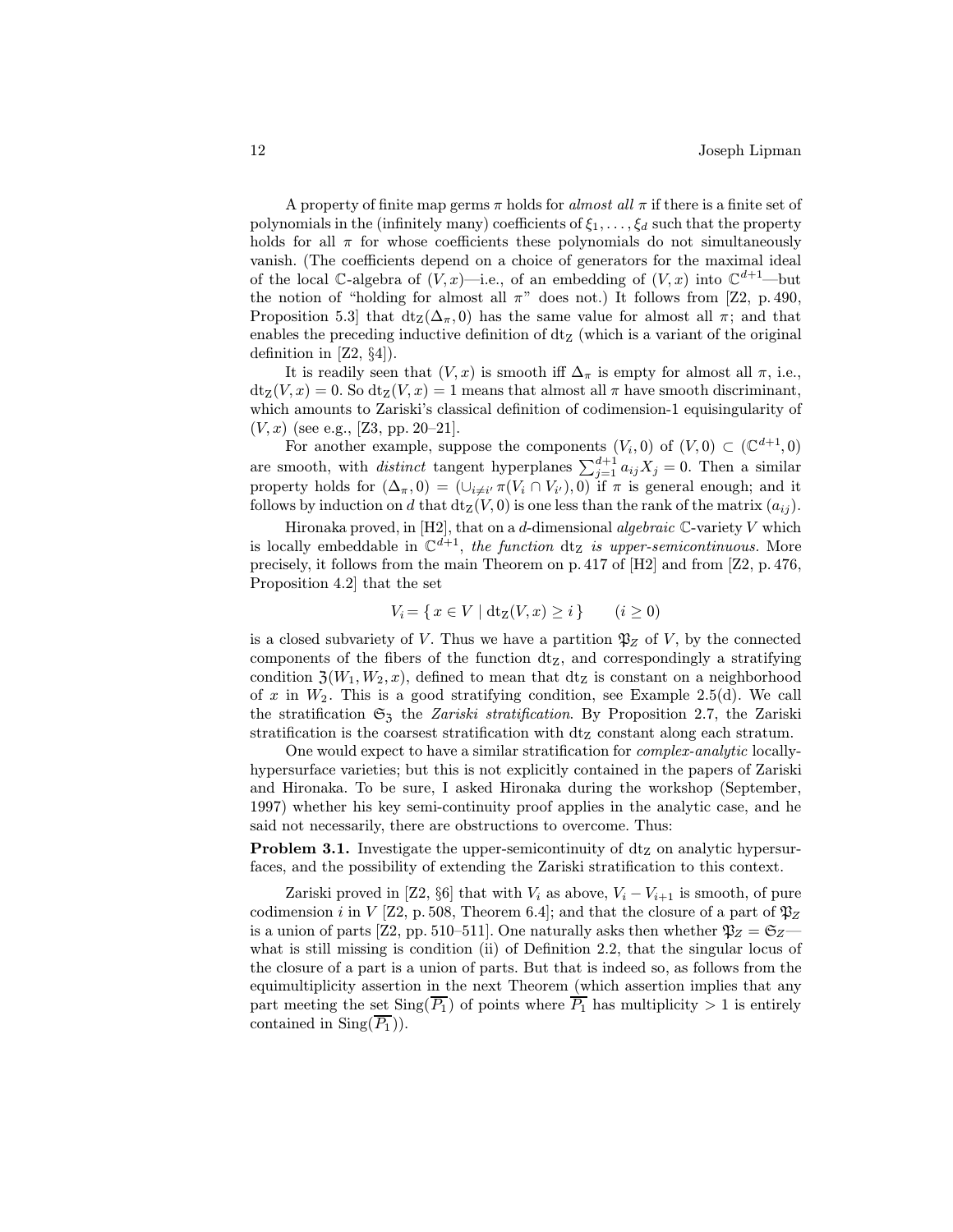A property of finite map germs $\pi$ holds for *almost all* $\pi$ if there is a finite set of polynomials in the (infinitely many) coefficients of $\xi_1, \dots, \xi_d$ such that the property holds for all $\pi$ for whose coefficients these polynomials do not simultaneously vanish. (The coefficients depend on a choice of generators for the maximal ideal of the local $\mathbb{C}$-algebra of $(V, x)$—i.e., of an embedding of $(V, x)$ into $\mathbb{C}^{d+1}$—but the notion of "holding for almost all $\pi$" does not.) It follows from [Z2, p. 490, Proposition 5.3] that $\mathrm{dt_Z}(\Delta_\pi, 0)$ has the same value for almost all $\pi$; and that enables the preceding inductive definition of $\mathrm{dt_Z}$ (which is a variant of the original definition in [Z2, §4]).

It is readily seen that $(V, x)$ is smooth iff $\Delta_\pi$ is empty for almost all $\pi$, i.e., $\mathrm{dt_Z}(V, x) = 0$. So $\mathrm{dt_Z}(V, x) = 1$ means that almost all $\pi$ have smooth discriminant, which amounts to Zariski's classical definition of codimension-1 equisingularity of $(V, x)$ (see e.g., [Z3, pp. 20–21].

For another example, suppose the components $(V_i, 0)$ of $(V, 0) \subset (\mathbb{C}^{d+1}, 0)$ are smooth, with *distinct* tangent hyperplanes $\sum_{j=1}^{d+1} a_{ij} X_j = 0$. Then a similar property holds for $(\Delta_\pi, 0) = (\cup_{i \neq i'} \pi(V_i \cap V_{i'}), 0)$ if $\pi$ is general enough; and it follows by induction on $d$ that $\mathrm{dt_Z}(V, 0)$ is one less than the rank of the matrix $(a_{ij})$.

Hironaka proved, in [H2], that on a $d$-dimensional *algebraic* $\mathbb{C}$-variety $V$ which is locally embeddable in $\mathbb{C}^{d+1}$, *the function* $\mathrm{dt_Z}$ *is upper-semicontinuous.* More precisely, it follows from the main Theorem on p. 417 of [H2] and from [Z2, p. 476, Proposition 4.2] that the set

$$V_i = \{\, x \in V \mid \mathrm{dt_Z}(V, x) \geq i \,\} \qquad (i \geq 0)$$

is a closed subvariety of $V$. Thus we have a partition $\mathfrak{P}_Z$ of $V$, by the connected components of the fibers of the function $\mathrm{dt_Z}$, and correspondingly a stratifying condition $\mathfrak{Z}(W_1, W_2, x)$, defined to mean that $\mathrm{dt_Z}$ is constant on a neighborhood of $x$ in $W_2$. This is a good stratifying condition, see Example 2.5(d). We call the stratification $\mathfrak{S}_\mathfrak{Z}$ the *Zariski stratification*. By Proposition 2.7, the Zariski stratification is the coarsest stratification with $\mathrm{dt_Z}$ constant along each stratum.

One would expect to have a similar stratification for *complex-analytic* locally-hypersurface varieties; but this is not explicitly contained in the papers of Zariski and Hironaka. To be sure, I asked Hironaka during the workshop (September, 1997) whether his key semi-continuity proof applies in the analytic case, and he said not necessarily, there are obstructions to overcome. Thus:

**Problem 3.1.** Investigate the upper-semicontinuity of $\mathrm{dt_Z}$ on analytic hypersurfaces, and the possibility of extending the Zariski stratification to this context.

Zariski proved in [Z2, §6] that with $V_i$ as above, $V_i - V_{i+1}$ is smooth, of pure codimension $i$ in $V$ [Z2, p. 508, Theorem 6.4]; and that the closure of a part of $\mathfrak{P}_Z$ is a union of parts [Z2, pp. 510–511]. One naturally asks then whether $\mathfrak{P}_Z = \mathfrak{S}_Z$—what is still missing is condition (ii) of Definition 2.2, that the singular locus of the closure of a part is a union of parts. But that is indeed so, as follows from the equimultiplicity assertion in the next Theorem (which assertion implies that any part meeting the set $\mathrm{Sing}(\overline{P_1})$ of points where $\overline{P_1}$ has multiplicity $> 1$ is entirely contained in $\mathrm{Sing}(\overline{P_1})$).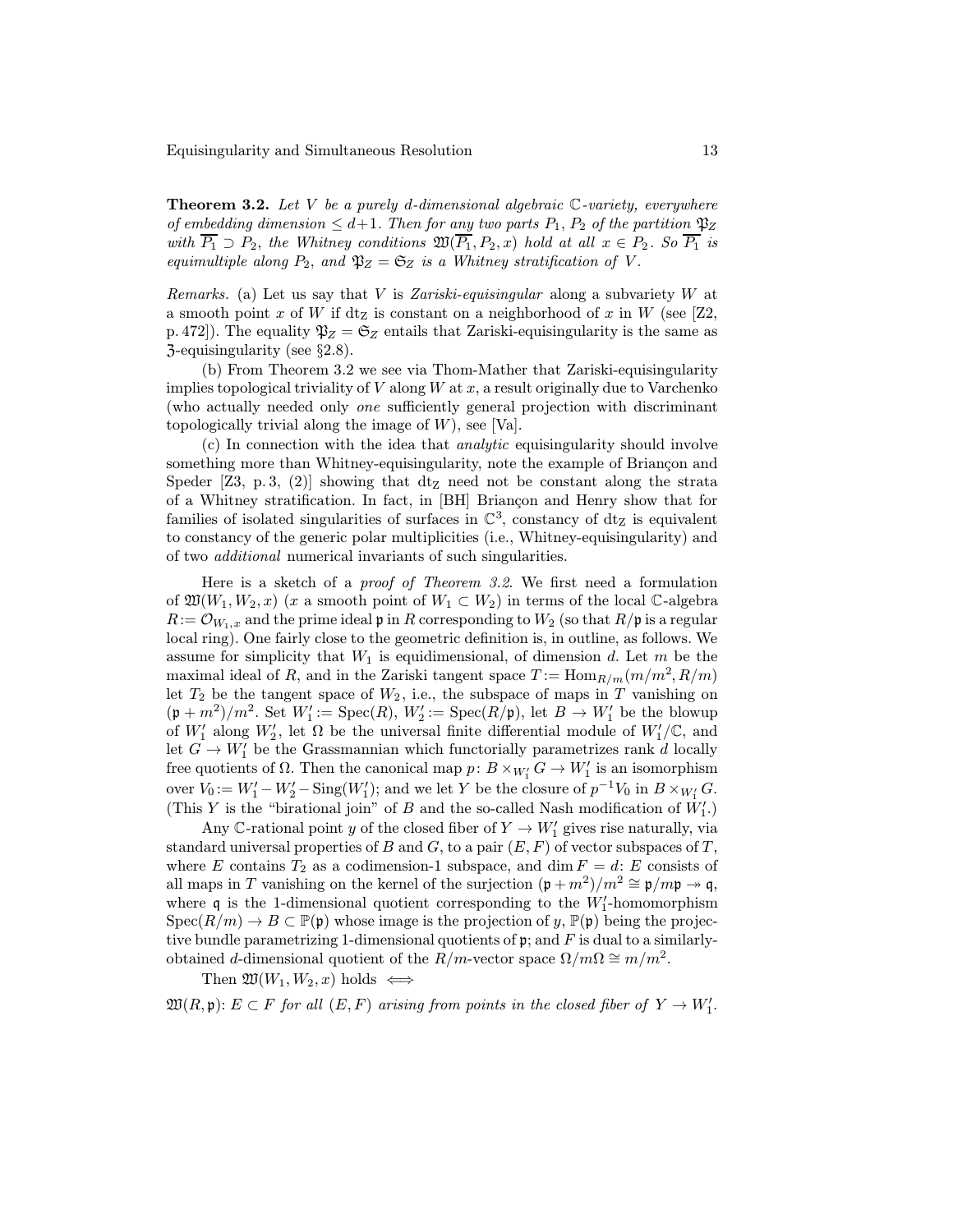**Theorem 3.2.** *Let $V$ be a purely $d$-dimensional algebraic $\mathbb{C}$-variety, everywhere of embedding dimension $\le d+1$. Then for any two parts $P_1$, $P_2$ of the partition $\mathfrak{P}_Z$ with $\overline{P_1} \supset P_2$, the Whitney conditions $\mathfrak{W}(\overline{P_1}, P_2, x)$ hold at all $x \in P_2$. So $\overline{P_1}$ is equimultiple along $P_2$, and $\mathfrak{P}_Z = \mathfrak{S}_Z$ is a Whitney stratification of $V$.*

*Remarks.* (a) Let us say that $V$ is *Zariski-equisingular* along a subvariety $W$ at a smooth point $x$ of $W$ if $\mathrm{dt_Z}$ is constant on a neighborhood of $x$ in $W$ (see [Z2, p. 472]). The equality $\mathfrak{P}_Z = \mathfrak{S}_Z$ entails that Zariski-equisingularity is the same as $\mathfrak{Z}$-equisingularity (see §2.8).

(b) From Theorem 3.2 we see via Thom-Mather that Zariski-equisingularity implies topological triviality of $V$ along $W$ at $x$, a result originally due to Varchenko (who actually needed only *one* sufficiently general projection with discriminant topologically trivial along the image of $W$), see [Va].

(c) In connection with the idea that *analytic* equisingularity should involve something more than Whitney-equisingularity, note the example of Briançon and Speder [Z3, p. 3, (2)] showing that $\mathrm{dt_Z}$ need not be constant along the strata of a Whitney stratification. In fact, in [BH] Briançon and Henry show that for families of isolated singularities of surfaces in $\mathbb{C}^3$, constancy of $\mathrm{dt_Z}$ is equivalent to constancy of the generic polar multiplicities (i.e., Whitney-equisingularity) and of two *additional* numerical invariants of such singularities.

Here is a sketch of a *proof of Theorem 3.2.* We first need a formulation of $\mathfrak{W}(W_1, W_2, x)$ ($x$ a smooth point of $W_1 \subset W_2$) in terms of the local $\mathbb{C}$-algebra $R := \mathcal{O}_{W_1,x}$ and the prime ideal $\mathfrak{p}$ in $R$ corresponding to $W_2$ (so that $R/\mathfrak{p}$ is a regular local ring). One fairly close to the geometric definition is, in outline, as follows. We assume for simplicity that $W_1$ is equidimensional, of dimension $d$. Let $m$ be the maximal ideal of $R$, and in the Zariski tangent space $T := \mathrm{Hom}_{R/m}(m/m^2, R/m)$ let $T_2$ be the tangent space of $W_2$, i.e., the subspace of maps in $T$ vanishing on $(\mathfrak{p}+m^2)/m^2$. Set $W_1' := \mathrm{Spec}(R)$, $W_2' := \mathrm{Spec}(R/\mathfrak{p})$, let $B \to W_1'$ be the blowup of $W_1'$ along $W_2'$, let $\Omega$ be the universal finite differential module of $W_1'/\mathbb{C}$, and let $G \to W_1'$ be the Grassmannian which functorially parametrizes rank $d$ locally free quotients of $\Omega$. Then the canonical map $p\colon B \times_{W_1'} G \to W_1'$ is an isomorphism over $V_0 := W_1' - W_2' - \mathrm{Sing}(W_1')$; and we let $Y$ be the closure of $p^{-1}V_0$ in $B \times_{W_1'} G$. (This $Y$ is the "birational join" of $B$ and the so-called Nash modification of $W_1'$.)

Any $\mathbb{C}$-rational point $y$ of the closed fiber of $Y \to W_1'$ gives rise naturally, via standard universal properties of $B$ and $G$, to a pair $(E, F)$ of vector subspaces of $T$, where $E$ contains $T_2$ as a codimension-1 subspace, and $\dim F = d$: $E$ consists of all maps in $T$ vanishing on the kernel of the surjection $(\mathfrak{p}+m^2)/m^2 \cong \mathfrak{p}/m\mathfrak{p} \twoheadrightarrow \mathfrak{q}$, where $\mathfrak{q}$ is the 1-dimensional quotient corresponding to the $W_1'$-homomorphism $\mathrm{Spec}(R/m) \to B \subset \mathbb{P}(\mathfrak{p})$ whose image is the projection of $y$, $\mathbb{P}(\mathfrak{p})$ being the projective bundle parametrizing 1-dimensional quotients of $\mathfrak{p}$; and $F$ is dual to a similarly-obtained $d$-dimensional quotient of the $R/m$-vector space $\Omega/m\Omega \cong m/m^2$.

Then $\mathfrak{W}(W_1, W_2, x)$ holds $\iff$

$\mathfrak{W}(R, \mathfrak{p})$: *$E \subset F$ for all $(E, F)$ arising from points in the closed fiber of $Y \to W_1'$.*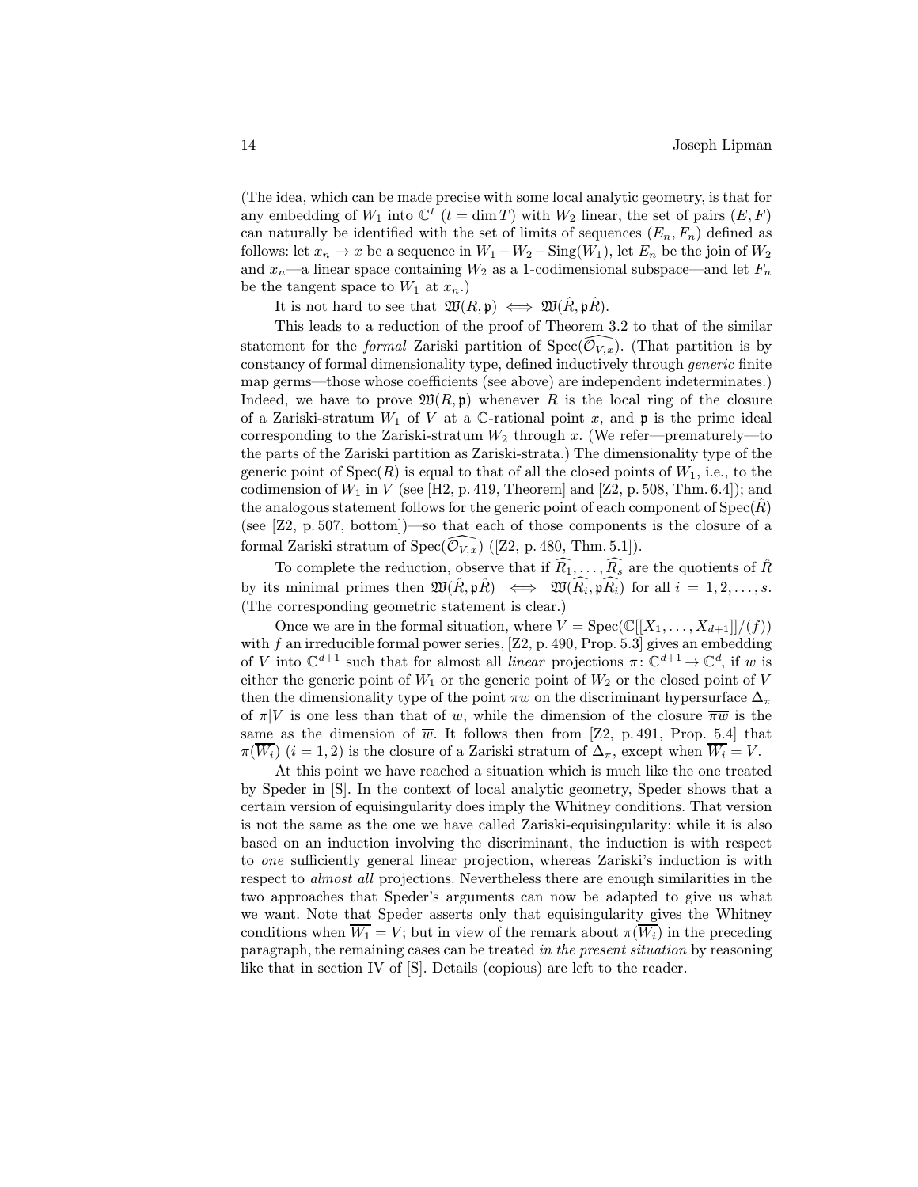(The idea, which can be made precise with some local analytic geometry, is that for any embedding of $W_1$ into $\mathbb{C}^t$ ($t = \dim T$) with $W_2$ linear, the set of pairs $(E, F)$ can naturally be identified with the set of limits of sequences $(E_n, F_n)$ defined as follows: let $x_n \to x$ be a sequence in $W_1 - W_2 - \mathrm{Sing}(W_1)$, let $E_n$ be the join of $W_2$ and $x_n$—a linear space containing $W_2$ as a 1-codimensional subspace—and let $F_n$ be the tangent space to $W_1$ at $x_n$.)

It is not hard to see that $\mathfrak{W}(R, \mathfrak{p}) \iff \mathfrak{W}(\hat{R}, \mathfrak{p}\hat{R})$.

This leads to a reduction of the proof of Theorem 3.2 to that of the similar statement for the *formal* Zariski partition of $\mathrm{Spec}(\widehat{\mathcal{O}_{V,x}})$. (That partition is by constancy of formal dimensionality type, defined inductively through *generic* finite map germs—those whose coefficients (see above) are independent indeterminates.) Indeed, we have to prove $\mathfrak{W}(R, \mathfrak{p})$ whenever $R$ is the local ring of the closure of a Zariski-stratum $W_1$ of $V$ at a $\mathbb{C}$-rational point $x$, and $\mathfrak{p}$ is the prime ideal corresponding to the Zariski-stratum $W_2$ through $x$. (We refer—prematurely—to the parts of the Zariski partition as Zariski-strata.) The dimensionality type of the generic point of $\mathrm{Spec}(R)$ is equal to that of all the closed points of $W_1$, i.e., to the codimension of $W_1$ in $V$ (see [H2, p. 419, Theorem] and [Z2, p. 508, Thm. 6.4]); and the analogous statement follows for the generic point of each component of $\mathrm{Spec}(\hat{R})$ (see [Z2, p. 507, bottom])—so that each of those components is the closure of a formal Zariski stratum of $\mathrm{Spec}(\widehat{\mathcal{O}_{V,x}})$ ([Z2, p. 480, Thm. 5.1]).

To complete the reduction, observe that if $\widehat{R_1}, \dots, \widehat{R_s}$ are the quotients of $\hat{R}$ by its minimal primes then $\mathfrak{W}(\hat{R}, \mathfrak{p}\hat{R}) \iff \mathfrak{W}(\widehat{R_i}, \mathfrak{p}\widehat{R_i})$ for all $i = 1, 2, \dots, s$. (The corresponding geometric statement is clear.)

Once we are in the formal situation, where $V = \mathrm{Spec}(\mathbb{C}[[X_1, \dots, X_{d+1}]]/(f))$ with $f$ an irreducible formal power series, [Z2, p. 490, Prop. 5.3] gives an embedding of $V$ into $\mathbb{C}^{d+1}$ such that for almost all *linear* projections $\pi\colon \mathbb{C}^{d+1} \to \mathbb{C}^d$, if $w$ is either the generic point of $W_1$ or the generic point of $W_2$ or the closed point of $V$ then the dimensionality type of the point $\pi w$ on the discriminant hypersurface $\Delta_\pi$ of $\pi|V$ is one less than that of $w$, while the dimension of the closure $\overline{\pi w}$ is the same as the dimension of $\overline{w}$. It follows then from [Z2, p. 491, Prop. 5.4] that $\pi(\overline{W_i})$ ($i = 1, 2$) is the closure of a Zariski stratum of $\Delta_\pi$, except when $\overline{W_i} = V$.

At this point we have reached a situation which is much like the one treated by Speder in [S]. In the context of local analytic geometry, Speder shows that a certain version of equisingularity does imply the Whitney conditions. That version is not the same as the one we have called Zariski-equisingularity: while it is also based on an induction involving the discriminant, the induction is with respect to *one* sufficiently general linear projection, whereas Zariski's induction is with respect to *almost all* projections. Nevertheless there are enough similarities in the two approaches that Speder's arguments can now be adapted to give us what we want. Note that Speder asserts only that equisingularity gives the Whitney conditions when $\overline{W_1} = V$; but in view of the remark about $\pi(\overline{W_i})$ in the preceding paragraph, the remaining cases can be treated *in the present situation* by reasoning like that in section IV of [S]. Details (copious) are left to the reader.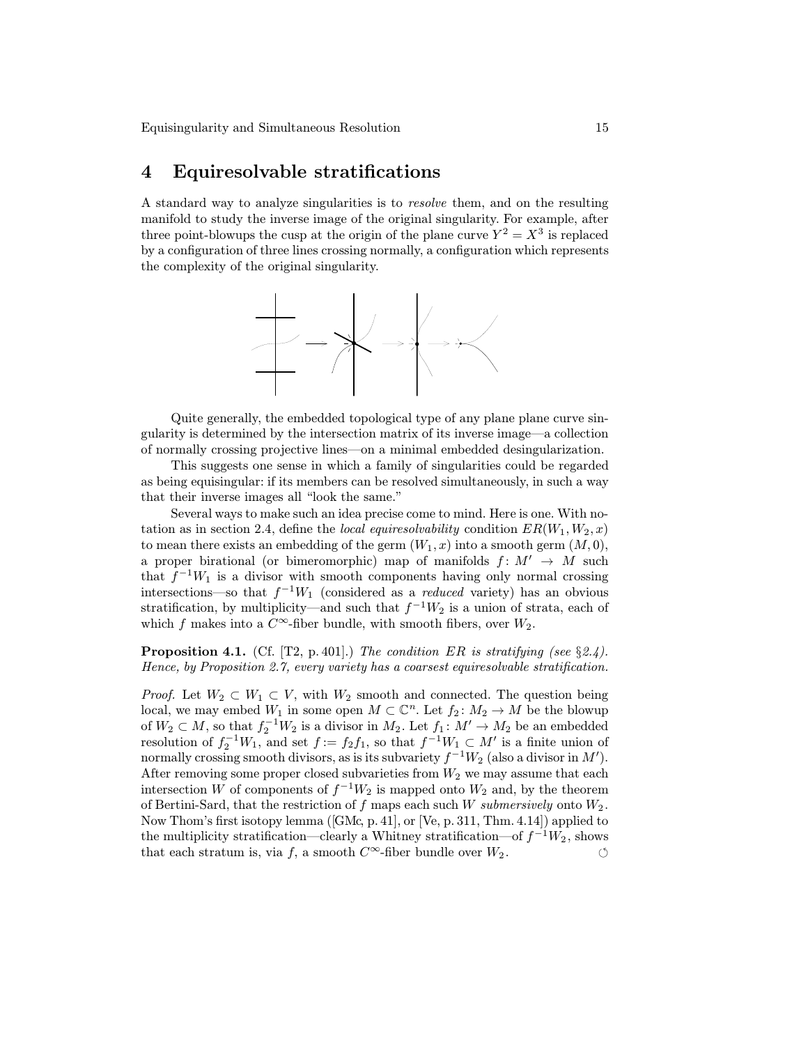# 4 Equiresolvable stratifications

A standard way to analyze singularities is to *resolve* them, and on the resulting manifold to study the inverse image of the original singularity. For example, after three point-blowups the cusp at the origin of the plane curve $Y^2 = X^3$ is replaced by a configuration of three lines crossing normally, a configuration which represents the complexity of the original singularity.

Quite generally, the embedded topological type of any plane plane curve singularity is determined by the intersection matrix of its inverse image—a collection of normally crossing projective lines—on a minimal embedded desingularization.

This suggests one sense in which a family of singularities could be regarded as being equisingular: if its members can be resolved simultaneously, in such a way that their inverse images all "look the same."

Several ways to make such an idea precise come to mind. Here is one. With notation as in section 2.4, define the *local equiresolvability* condition $ER(W_1, W_2, x)$ to mean there exists an embedding of the germ $(W_1, x)$ into a smooth germ $(M, 0)$, a proper birational (or bimeromorphic) map of manifolds $f\colon M' \to M$ such that $f^{-1}W_1$ is a divisor with smooth components having only normal crossing intersections—so that $f^{-1}W_1$ (considered as a *reduced* variety) has an obvious stratification, by multiplicity—and such that $f^{-1}W_2$ is a union of strata, each of which $f$ makes into a $C^\infty$-fiber bundle, with smooth fibers, over $W_2$.

**Proposition 4.1.** (Cf. [T2, p. 401].) *The condition ER is stratifying (see §2.4). Hence, by Proposition 2.7, every variety has a coarsest equiresolvable stratification.*

*Proof.* Let $W_2 \subset W_1 \subset V$, with $W_2$ smooth and connected. The question being local, we may embed $W_1$ in some open $M \subset \mathbb{C}^n$. Let $f_2\colon M_2 \to M$ be the blowup of $W_2 \subset M$, so that $f_2^{-1}W_2$ is a divisor in $M_2$. Let $f_1\colon M' \to M_2$ be an embedded resolution of $f_2^{-1}W_1$, and set $f := f_2 f_1$, so that $f^{-1}W_1 \subset M'$ is a finite union of normally crossing smooth divisors, as is its subvariety $f^{-1}W_2$ (also a divisor in $M'$). After removing some proper closed subvarieties from $W_2$ we may assume that each intersection $W$ of components of $f^{-1}W_2$ is mapped onto $W_2$ and, by the theorem of Bertini-Sard, that the restriction of $f$ maps each such $W$ *submersively* onto $W_2$. Now Thom's first isotopy lemma ([GMc, p. 41], or [Ve, p. 311, Thm. 4.14]) applied to the multiplicity stratification—clearly a Whitney stratification—of $f^{-1}W_2$, shows that each stratum is, via $f$, a smooth $C^\infty$-fiber bundle over $W_2$. ○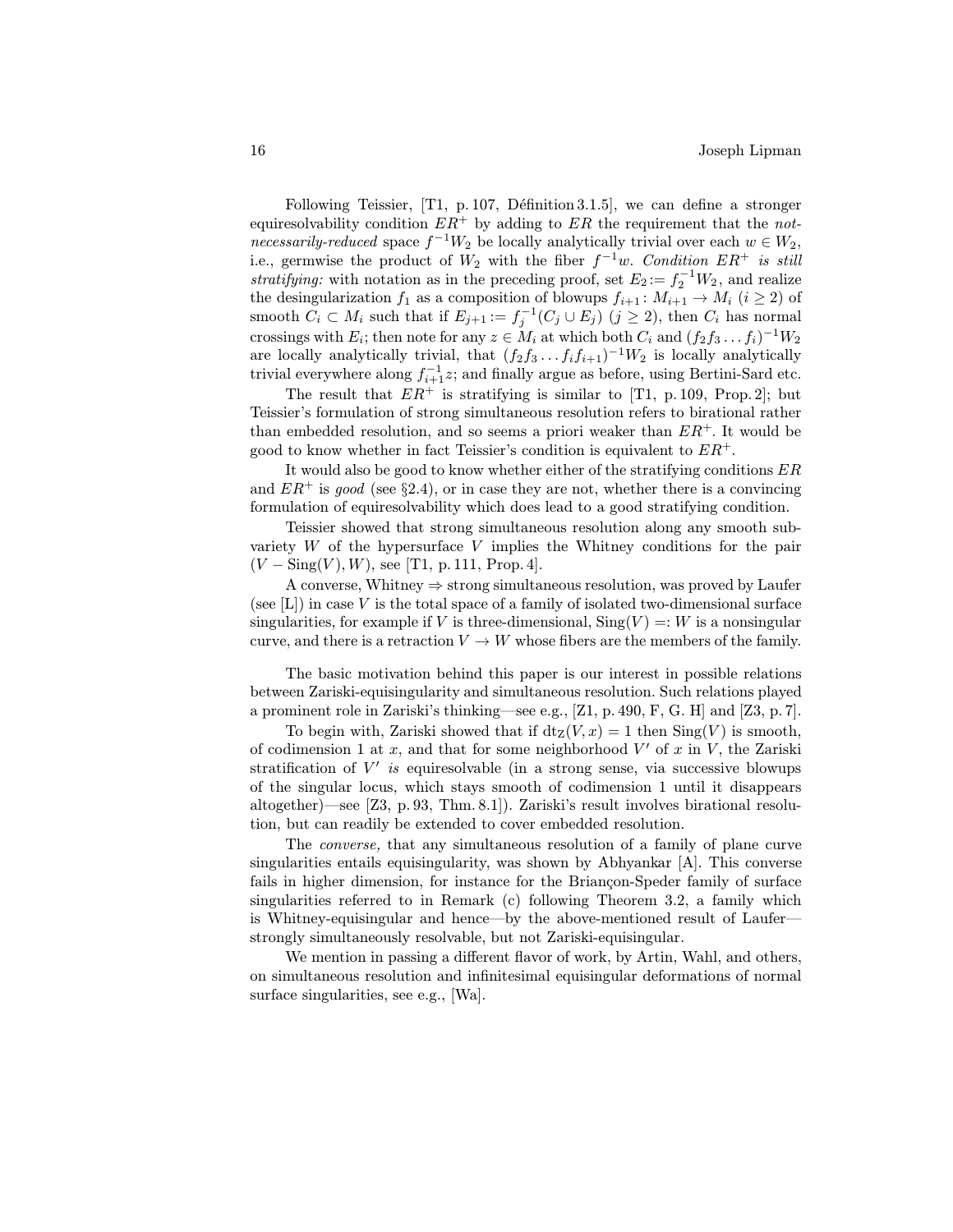Following Teissier, [T1, p. 107, Définition 3.1.5], we can define a stronger equiresolvability condition $ER^+$ by adding to $ER$ the requirement that the *not-necessarily-reduced* space $f^{-1}W_2$ be locally analytically trivial over each $w \in W_2$, i.e., germwise the product of $W_2$ with the fiber $f^{-1}w$. *Condition* $ER^+$ *is still stratifying:* with notation as in the preceding proof, set $E_2 := f_2^{-1}W_2$, and realize the desingularization $f_1$ as a composition of blowups $f_{i+1}\colon M_{i+1} \to M_i$ $(i \geq 2)$ of smooth $C_i \subset M_i$ such that if $E_{j+1} := f_j^{-1}(C_j \cup E_j)$ $(j \geq 2)$, then $C_i$ has normal crossings with $E_i$; then note for any $z \in M_i$ at which both $C_i$ and $(f_2 f_3 \dots f_i)^{-1}W_2$ are locally analytically trivial, that $(f_2 f_3 \dots f_i f_{i+1})^{-1}W_2$ is locally analytically trivial everywhere along $f_{i+1}^{-1}z$; and finally argue as before, using Bertini-Sard etc.

The result that $ER^+$ is stratifying is similar to [T1, p. 109, Prop. 2]; but Teissier's formulation of strong simultaneous resolution refers to birational rather than embedded resolution, and so seems a priori weaker than $ER^+$. It would be good to know whether in fact Teissier's condition is equivalent to $ER^+$.

It would also be good to know whether either of the stratifying conditions $ER$ and $ER^+$ is *good* (see §2.4), or in case they are not, whether there is a convincing formulation of equiresolvability which does lead to a good stratifying condition.

Teissier showed that strong simultaneous resolution along any smooth subvariety $W$ of the hypersurface $V$ implies the Whitney conditions for the pair $(V - \mathrm{Sing}(V), W)$, see [T1, p. 111, Prop. 4].

A converse, Whitney $\Rightarrow$ strong simultaneous resolution, was proved by Laufer (see [L]) in case $V$ is the total space of a family of isolated two-dimensional surface singularities, for example if $V$ is three-dimensional, $\mathrm{Sing}(V) =: W$ is a nonsingular curve, and there is a retraction $V \to W$ whose fibers are the members of the family.

The basic motivation behind this paper is our interest in possible relations between Zariski-equisingularity and simultaneous resolution. Such relations played a prominent role in Zariski's thinking—see e.g., [Z1, p. 490, F, G. H] and [Z3, p. 7].

To begin with, Zariski showed that if $\mathrm{dt}_{\mathrm{Z}}(V, x) = 1$ then $\mathrm{Sing}(V)$ is smooth, of codimension 1 at $x$, and that for some neighborhood $V'$ of $x$ in $V$, the Zariski stratification of $V'$ *is* equiresolvable (in a strong sense, via successive blowups of the singular locus, which stays smooth of codimension 1 until it disappears altogether)—see [Z3, p. 93, Thm. 8.1]). Zariski's result involves birational resolution, but can readily be extended to cover embedded resolution.

The *converse,* that any simultaneous resolution of a family of plane curve singularities entails equisingularity, was shown by Abhyankar [A]. This converse fails in higher dimension, for instance for the Briançon-Speder family of surface singularities referred to in Remark (c) following Theorem 3.2, a family which is Whitney-equisingular and hence—by the above-mentioned result of Laufer—strongly simultaneously resolvable, but not Zariski-equisingular.

We mention in passing a different flavor of work, by Artin, Wahl, and others, on simultaneous resolution and infinitesimal equisingular deformations of normal surface singularities, see e.g., [Wa].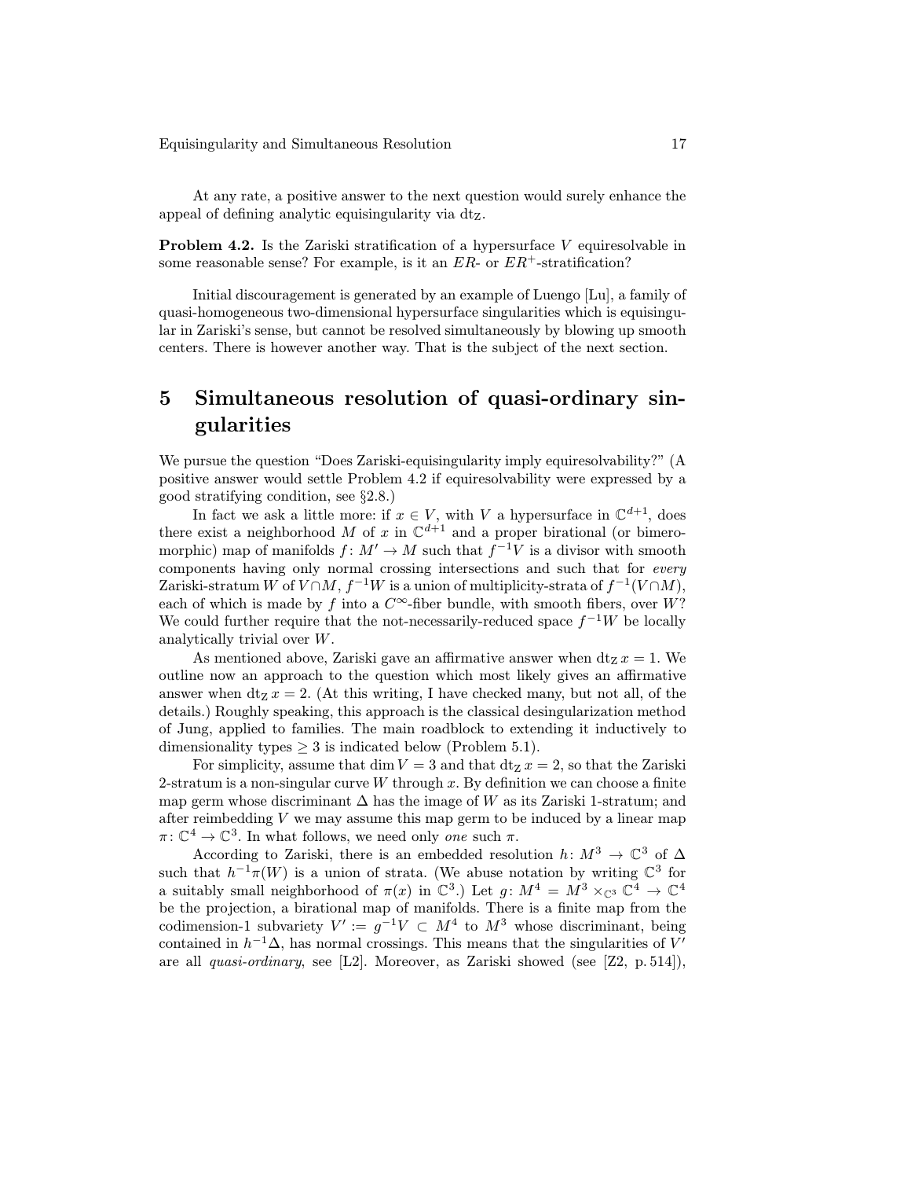At any rate, a positive answer to the next question would surely enhance the appeal of defining analytic equisingularity via $\mathrm{dt_Z}$.

**Problem 4.2.** Is the Zariski stratification of a hypersurface $V$ equiresolvable in some reasonable sense? For example, is it an $ER$- or $ER^+$-stratification?

Initial discouragement is generated by an example of Luengo [Lu], a family of quasi-homogeneous two-dimensional hypersurface singularities which is equisingular in Zariski's sense, but cannot be resolved simultaneously by blowing up smooth centers. There is however another way. That is the subject of the next section.

# 5 Simultaneous resolution of quasi-ordinary singularities

We pursue the question "Does Zariski-equisingularity imply equiresolvability?" (A positive answer would settle Problem 4.2 if equiresolvability were expressed by a good stratifying condition, see §2.8.)

In fact we ask a little more: if $x \in V$, with $V$ a hypersurface in $\mathbb{C}^{d+1}$, does there exist a neighborhood $M$ of $x$ in $\mathbb{C}^{d+1}$ and a proper birational (or bimeromorphic) map of manifolds $f\colon M' \to M$ such that $f^{-1}V$ is a divisor with smooth components having only normal crossing intersections and such that for *every* Zariski-stratum $W$ of $V \cap M$, $f^{-1}W$ is a union of multiplicity-strata of $f^{-1}(V \cap M)$, each of which is made by $f$ into a $C^\infty$-fiber bundle, with smooth fibers, over $W$? We could further require that the not-necessarily-reduced space $f^{-1}W$ be locally analytically trivial over $W$.

As mentioned above, Zariski gave an affirmative answer when $\mathrm{dt_Z}\, x = 1$. We outline now an approach to the question which most likely gives an affirmative answer when $\mathrm{dt_Z}\, x = 2$. (At this writing, I have checked many, but not all, of the details.) Roughly speaking, this approach is the classical desingularization method of Jung, applied to families. The main roadblock to extending it inductively to dimensionality types $\geq 3$ is indicated below (Problem 5.1).

For simplicity, assume that $\dim V = 3$ and that $\mathrm{dt_Z}\, x = 2$, so that the Zariski 2-stratum is a non-singular curve $W$ through $x$. By definition we can choose a finite map germ whose discriminant $\Delta$ has the image of $W$ as its Zariski 1-stratum; and after reimbedding $V$ we may assume this map germ to be induced by a linear map $\pi\colon \mathbb{C}^4 \to \mathbb{C}^3$. In what follows, we need only *one* such $\pi$.

According to Zariski, there is an embedded resolution $h\colon M^3 \to \mathbb{C}^3$ of $\Delta$ such that $h^{-1}\pi(W)$ is a union of strata. (We abuse notation by writing $\mathbb{C}^3$ for a suitably small neighborhood of $\pi(x)$ in $\mathbb{C}^3$.) Let $g\colon M^4 = M^3 \times_{\mathbb{C}^3} \mathbb{C}^4 \to \mathbb{C}^4$ be the projection, a birational map of manifolds. There is a finite map from the codimension-1 subvariety $V' := g^{-1}V \subset M^4$ to $M^3$ whose discriminant, being contained in $h^{-1}\Delta$, has normal crossings. This means that the singularities of $V'$ are all *quasi-ordinary*, see [L2]. Moreover, as Zariski showed (see [Z2, p. 514]),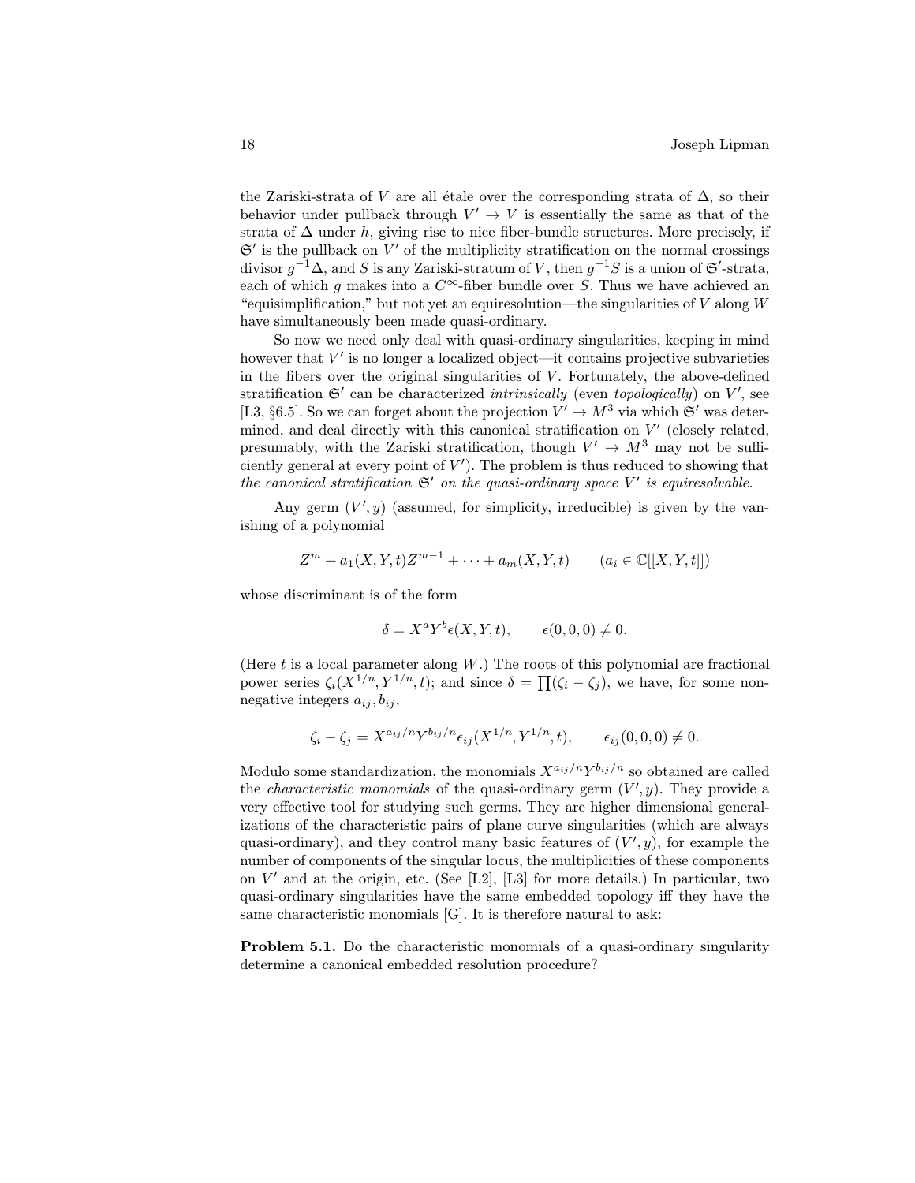the Zariski-strata of $V$ are all étale over the corresponding strata of $\Delta$, so their behavior under pullback through $V' \to V$ is essentially the same as that of the strata of $\Delta$ under $h$, giving rise to nice fiber-bundle structures. More precisely, if $\mathfrak{S}'$ is the pullback on $V'$ of the multiplicity stratification on the normal crossings divisor $g^{-1}\Delta$, and $S$ is any Zariski-stratum of $V$, then $g^{-1}S$ is a union of $\mathfrak{S}'$-strata, each of which $g$ makes into a $C^\infty$-fiber bundle over $S$. Thus we have achieved an "equisimplification," but not yet an equiresolution—the singularities of $V$ along $W$ have simultaneously been made quasi-ordinary.

So now we need only deal with quasi-ordinary singularities, keeping in mind however that $V'$ is no longer a localized object—it contains projective subvarieties in the fibers over the original singularities of $V$. Fortunately, the above-defined stratification $\mathfrak{S}'$ can be characterized *intrinsically* (even *topologically*) on $V'$, see [L3, §6.5]. So we can forget about the projection $V' \to M^3$ via which $\mathfrak{S}'$ was determined, and deal directly with this canonical stratification on $V'$ (closely related, presumably, with the Zariski stratification, though $V' \to M^3$ may not be sufficiently general at every point of $V'$). The problem is thus reduced to showing that *the canonical stratification $\mathfrak{S}'$ on the quasi-ordinary space $V'$ is equiresolvable.*

Any germ $(V', y)$ (assumed, for simplicity, irreducible) is given by the vanishing of a polynomial

$$Z^m + a_1(X,Y,t)Z^{m-1} + \cdots + a_m(X,Y,t) \qquad (a_i \in \mathbb{C}[[X,Y,t]])$$

whose discriminant is of the form

$$\delta = X^a Y^b \epsilon(X,Y,t), \qquad \epsilon(0,0,0) \neq 0.$$

(Here $t$ is a local parameter along $W$.) The roots of this polynomial are fractional power series $\zeta_i(X^{1/n}, Y^{1/n}, t)$; and since $\delta = \prod(\zeta_i - \zeta_j)$, we have, for some nonnegative integers $a_{ij}, b_{ij}$,

$$\zeta_i - \zeta_j = X^{a_{ij}/n} Y^{b_{ij}/n} \epsilon_{ij}(X^{1/n}, Y^{1/n}, t), \qquad \epsilon_{ij}(0,0,0) \neq 0.$$

Modulo some standardization, the monomials $X^{a_{ij}/n} Y^{b_{ij}/n}$ so obtained are called the *characteristic monomials* of the quasi-ordinary germ $(V', y)$. They provide a very effective tool for studying such germs. They are higher dimensional generalizations of the characteristic pairs of plane curve singularities (which are always quasi-ordinary), and they control many basic features of $(V', y)$, for example the number of components of the singular locus, the multiplicities of these components on $V'$ and at the origin, etc. (See [L2], [L3] for more details.) In particular, two quasi-ordinary singularities have the same embedded topology iff they have the same characteristic monomials [G]. It is therefore natural to ask:

**Problem 5.1.** Do the characteristic monomials of a quasi-ordinary singularity determine a canonical embedded resolution procedure?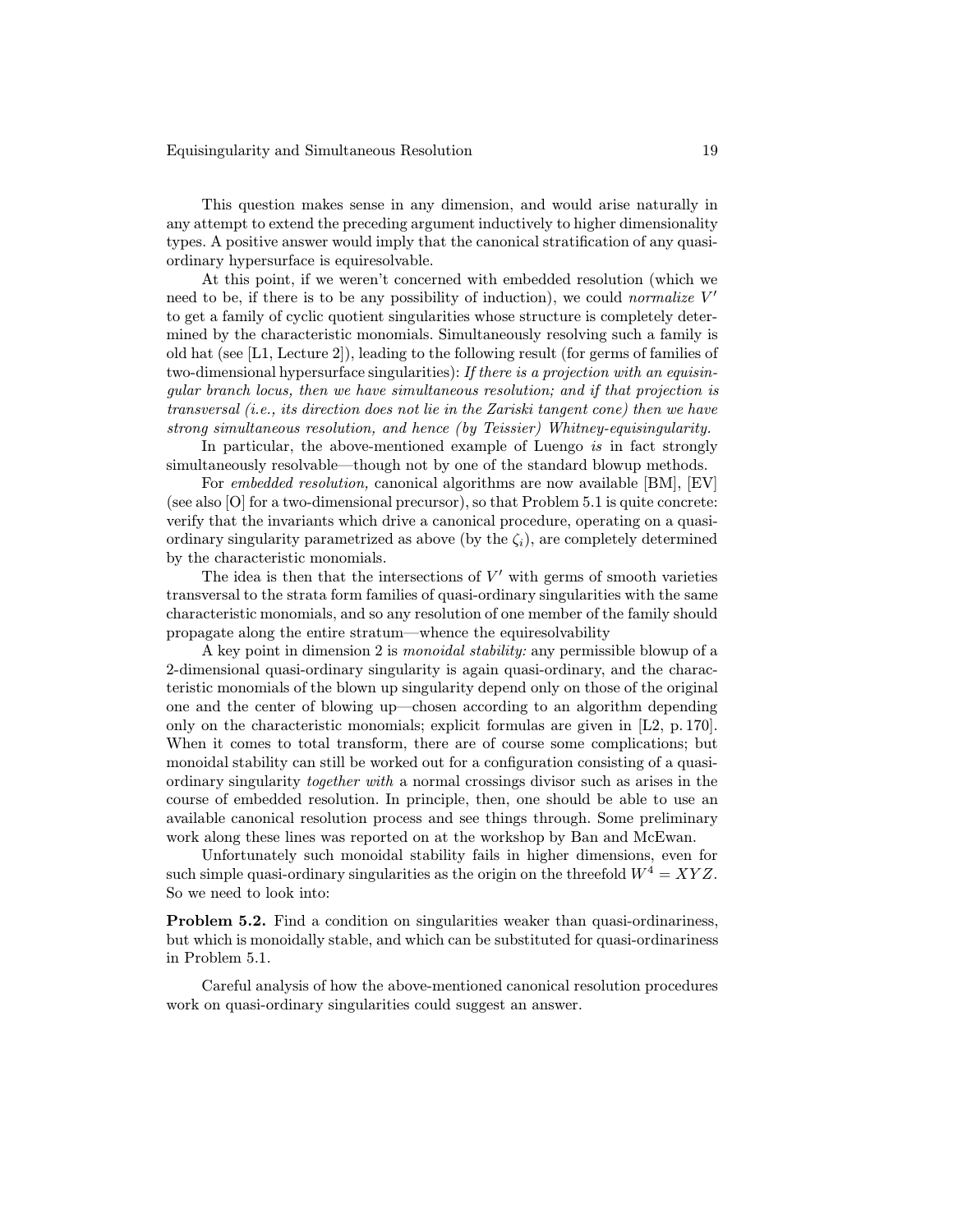This question makes sense in any dimension, and would arise naturally in any attempt to extend the preceding argument inductively to higher dimensionality types. A positive answer would imply that the canonical stratification of any quasi-ordinary hypersurface is equiresolvable.

At this point, if we weren't concerned with embedded resolution (which we need to be, if there is to be any possibility of induction), we could *normalize* $V'$ to get a family of cyclic quotient singularities whose structure is completely determined by the characteristic monomials. Simultaneously resolving such a family is old hat (see [L1, Lecture 2]), leading to the following result (for germs of families of two-dimensional hypersurface singularities): *If there is a projection with an equisingular branch locus, then we have simultaneous resolution; and if that projection is transversal (i.e., its direction does not lie in the Zariski tangent cone) then we have strong simultaneous resolution, and hence (by Teissier) Whitney-equisingularity.*

In particular, the above-mentioned example of Luengo *is* in fact strongly simultaneously resolvable—though not by one of the standard blowup methods.

For *embedded resolution,* canonical algorithms are now available [BM], [EV] (see also [O] for a two-dimensional precursor), so that Problem 5.1 is quite concrete: verify that the invariants which drive a canonical procedure, operating on a quasi-ordinary singularity parametrized as above (by the $\zeta_i$), are completely determined by the characteristic monomials.

The idea is then that the intersections of $V'$ with germs of smooth varieties transversal to the strata form families of quasi-ordinary singularities with the same characteristic monomials, and so any resolution of one member of the family should propagate along the entire stratum—whence the equiresolvability

A key point in dimension 2 is *monoidal stability:* any permissible blowup of a 2-dimensional quasi-ordinary singularity is again quasi-ordinary, and the characteristic monomials of the blown up singularity depend only on those of the original one and the center of blowing up—chosen according to an algorithm depending only on the characteristic monomials; explicit formulas are given in [L2, p. 170]. When it comes to total transform, there are of course some complications; but monoidal stability can still be worked out for a configuration consisting of a quasi-ordinary singularity *together with* a normal crossings divisor such as arises in the course of embedded resolution. In principle, then, one should be able to use an available canonical resolution process and see things through. Some preliminary work along these lines was reported on at the workshop by Ban and McEwan.

Unfortunately such monoidal stability fails in higher dimensions, even for such simple quasi-ordinary singularities as the origin on the threefold $W^4 = XYZ$. So we need to look into:

**Problem 5.2.** Find a condition on singularities weaker than quasi-ordinariness, but which is monoidally stable, and which can be substituted for quasi-ordinariness in Problem 5.1.

Careful analysis of how the above-mentioned canonical resolution procedures work on quasi-ordinary singularities could suggest an answer.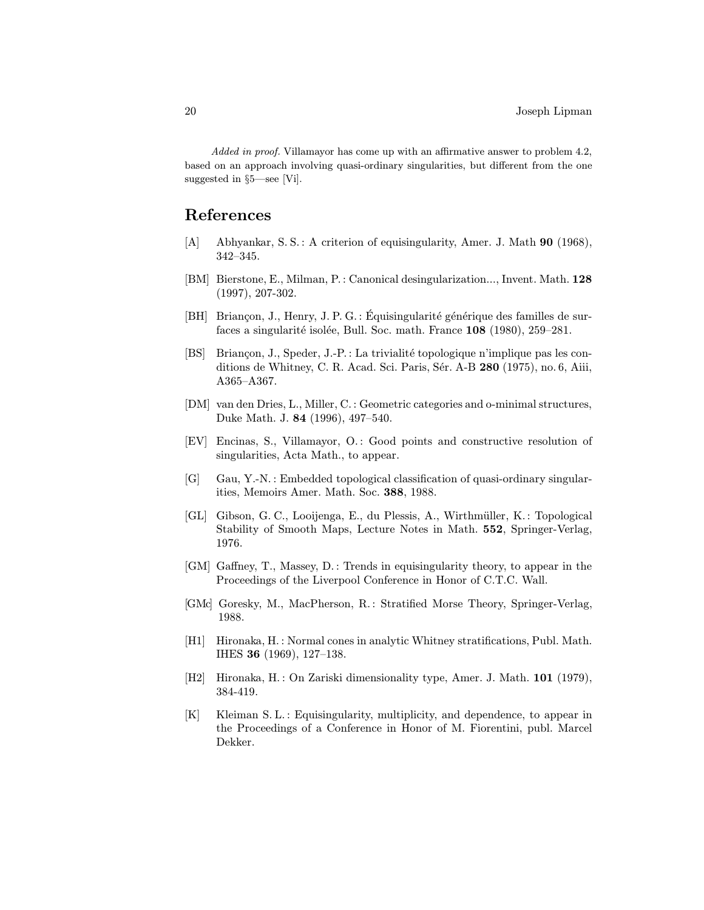*Added in proof.* Villamayor has come up with an affirmative answer to problem 4.2, based on an approach involving quasi-ordinary singularities, but different from the one suggested in §5—see [Vi].

## References

[A] Abhyankar, S. S. : A criterion of equisingularity, Amer. J. Math **90** (1968), 342–345.

[BM] Bierstone, E., Milman, P. : Canonical desingularization..., Invent. Math. **128** (1997), 207-302.

[BH] Briançon, J., Henry, J. P. G. : Équisingularité générique des familles de surfaces a singularité isolée, Bull. Soc. math. France **108** (1980), 259–281.

[BS] Briançon, J., Speder, J.-P. : La trivialité topologique n'implique pas les conditions de Whitney, C. R. Acad. Sci. Paris, Sér. A-B **280** (1975), no. 6, Aiii, A365–A367.

[DM] van den Dries, L., Miller, C. : Geometric categories and o-minimal structures, Duke Math. J. **84** (1996), 497–540.

[EV] Encinas, S., Villamayor, O. : Good points and constructive resolution of singularities, Acta Math., to appear.

[G] Gau, Y.-N. : Embedded topological classification of quasi-ordinary singularities, Memoirs Amer. Math. Soc. **388**, 1988.

[GL] Gibson, G. C., Looijenga, E., du Plessis, A., Wirthmüller, K. : Topological Stability of Smooth Maps, Lecture Notes in Math. **552**, Springer-Verlag, 1976.

[GM] Gaffney, T., Massey, D. : Trends in equisingularity theory, to appear in the Proceedings of the Liverpool Conference in Honor of C.T.C. Wall.

[GMc] Goresky, M., MacPherson, R. : Stratified Morse Theory, Springer-Verlag, 1988.

[H1] Hironaka, H. : Normal cones in analytic Whitney stratifications, Publ. Math. IHES **36** (1969), 127–138.

[H2] Hironaka, H. : On Zariski dimensionality type, Amer. J. Math. **101** (1979), 384-419.

[K] Kleiman S. L. : Equisingularity, multiplicity, and dependence, to appear in the Proceedings of a Conference in Honor of M. Fiorentini, publ. Marcel Dekker.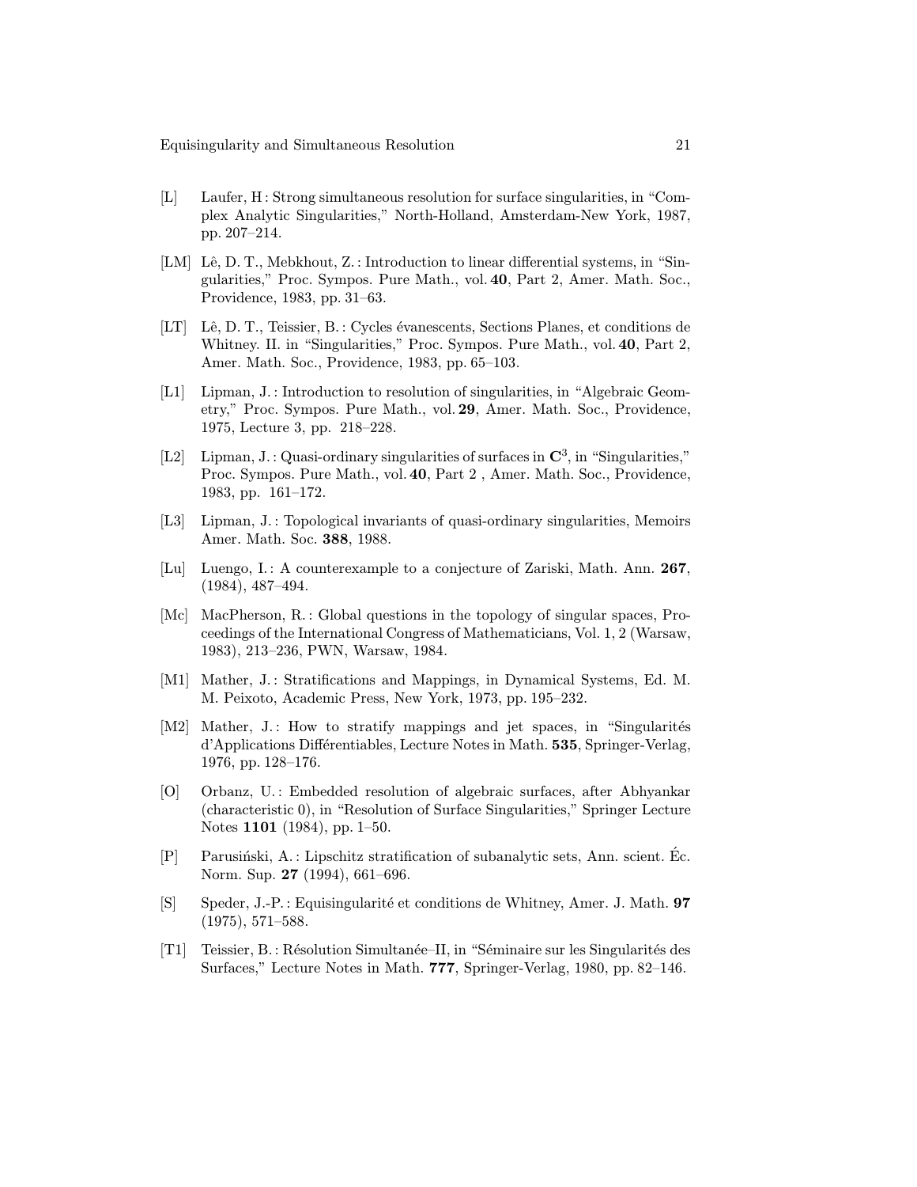[L] Laufer, H : Strong simultaneous resolution for surface singularities, in "Complex Analytic Singularities," North-Holland, Amsterdam-New York, 1987, pp. 207–214.

[LM] Lê, D. T., Mebkhout, Z. : Introduction to linear differential systems, in "Singularities," Proc. Sympos. Pure Math., vol. **40**, Part 2, Amer. Math. Soc., Providence, 1983, pp. 31–63.

[LT] Lê, D. T., Teissier, B. : Cycles évanescents, Sections Planes, et conditions de Whitney. II. in "Singularities," Proc. Sympos. Pure Math., vol. **40**, Part 2, Amer. Math. Soc., Providence, 1983, pp. 65–103.

[L1] Lipman, J. : Introduction to resolution of singularities, in "Algebraic Geometry," Proc. Sympos. Pure Math., vol. **29**, Amer. Math. Soc., Providence, 1975, Lecture 3, pp. 218–228.

[L2] Lipman, J. : Quasi-ordinary singularities of surfaces in $\mathbf{C}^3$, in "Singularities," Proc. Sympos. Pure Math., vol. **40**, Part 2 , Amer. Math. Soc., Providence, 1983, pp. 161–172.

[L3] Lipman, J. : Topological invariants of quasi-ordinary singularities, Memoirs Amer. Math. Soc. **388**, 1988.

[Lu] Luengo, I. : A counterexample to a conjecture of Zariski, Math. Ann. **267**, (1984), 487–494.

[Mc] MacPherson, R. : Global questions in the topology of singular spaces, Proceedings of the International Congress of Mathematicians, Vol. 1, 2 (Warsaw, 1983), 213–236, PWN, Warsaw, 1984.

[M1] Mather, J. : Stratifications and Mappings, in Dynamical Systems, Ed. M. M. Peixoto, Academic Press, New York, 1973, pp. 195–232.

[M2] Mather, J. : How to stratify mappings and jet spaces, in "Singularités d'Applications Différentiables, Lecture Notes in Math. **535**, Springer-Verlag, 1976, pp. 128–176.

[O] Orbanz, U. : Embedded resolution of algebraic surfaces, after Abhyankar (characteristic 0), in "Resolution of Surface Singularities," Springer Lecture Notes **1101** (1984), pp. 1–50.

[P] Parusiński, A. : Lipschitz stratification of subanalytic sets, Ann. scient. Éc. Norm. Sup. **27** (1994), 661–696.

[S] Speder, J.-P. : Equisingularité et conditions de Whitney, Amer. J. Math. **97** (1975), 571–588.

[T1] Teissier, B. : Résolution Simultanée–II, in "Séminaire sur les Singularités des Surfaces," Lecture Notes in Math. **777**, Springer-Verlag, 1980, pp. 82–146.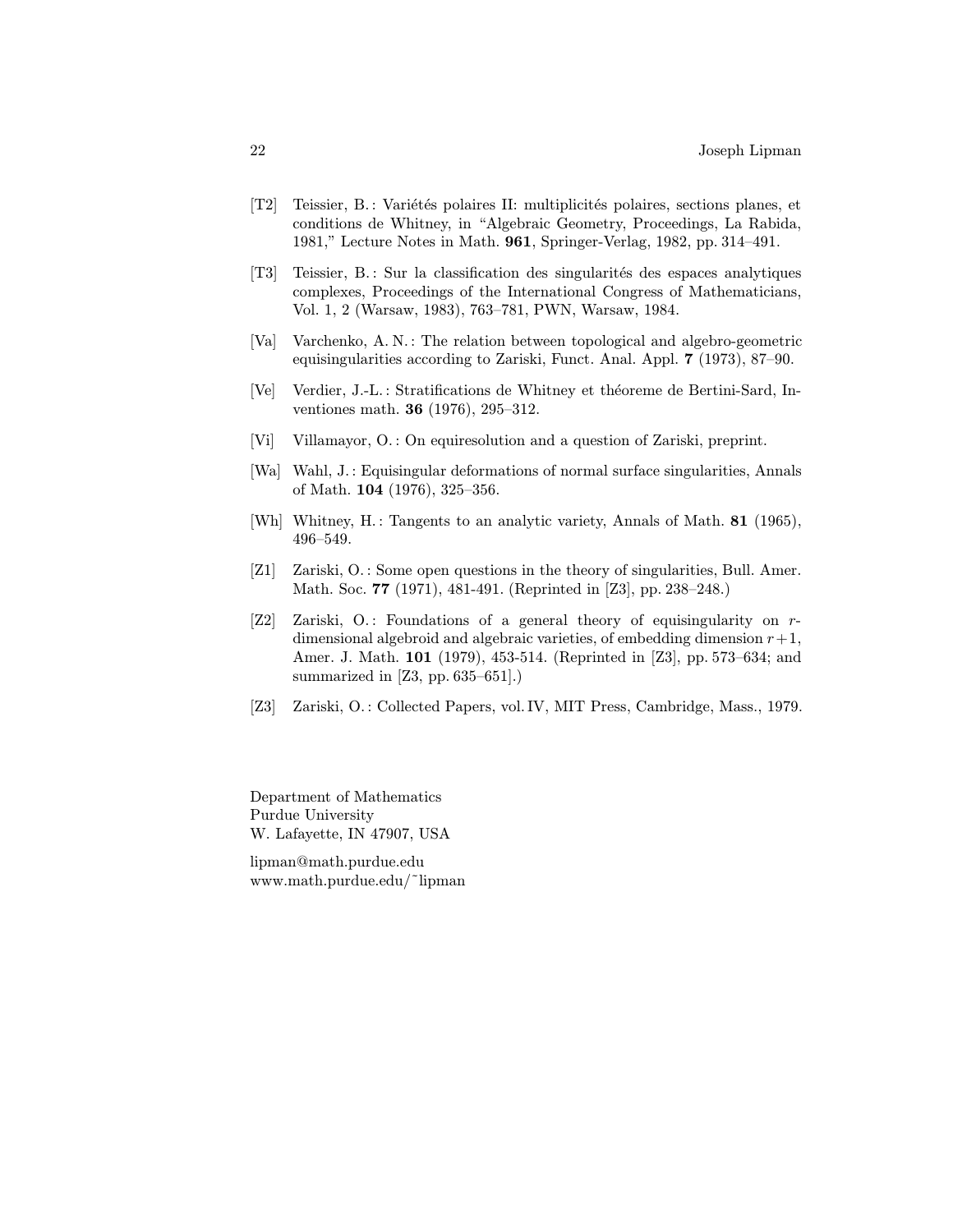[T2] Teissier, B. : Variétés polaires II: multiplicités polaires, sections planes, et conditions de Whitney, in "Algebraic Geometry, Proceedings, La Rabida, 1981," Lecture Notes in Math. **961**, Springer-Verlag, 1982, pp. 314–491.

[T3] Teissier, B. : Sur la classification des singularités des espaces analytiques complexes, Proceedings of the International Congress of Mathematicians, Vol. 1, 2 (Warsaw, 1983), 763–781, PWN, Warsaw, 1984.

[Va] Varchenko, A. N. : The relation between topological and algebro-geometric equisingularities according to Zariski, Funct. Anal. Appl. **7** (1973), 87–90.

[Ve] Verdier, J.-L. : Stratifications de Whitney et théoreme de Bertini-Sard, Inventiones math. **36** (1976), 295–312.

[Vi] Villamayor, O. : On equiresolution and a question of Zariski, preprint.

[Wa] Wahl, J. : Equisingular deformations of normal surface singularities, Annals of Math. **104** (1976), 325–356.

[Wh] Whitney, H. : Tangents to an analytic variety, Annals of Math. **81** (1965), 496–549.

[Z1] Zariski, O. : Some open questions in the theory of singularities, Bull. Amer. Math. Soc. **77** (1971), 481-491. (Reprinted in [Z3], pp. 238–248.)

[Z2] Zariski, O. : Foundations of a general theory of equisingularity on $r$-dimensional algebroid and algebraic varieties, of embedding dimension $r+1$, Amer. J. Math. **101** (1979), 453-514. (Reprinted in [Z3], pp. 573–634; and summarized in [Z3, pp. 635–651].)

[Z3] Zariski, O. : Collected Papers, vol. IV, MIT Press, Cambridge, Mass., 1979.

Department of Mathematics
Purdue University
W. Lafayette, IN 47907, USA

lipman@math.purdue.edu
www.math.purdue.edu/~lipman